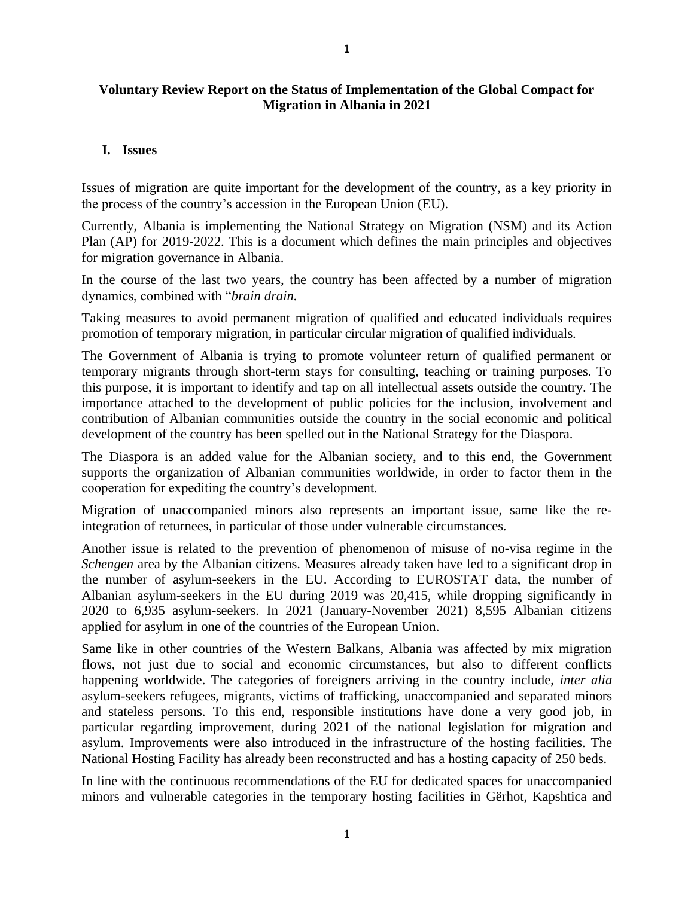# Voluntary Review Report on the Status of Implementation of the Global Compact for Migration in Albania in 2021

## I. Issues

Issues of migration are quite important for the development of the country, as a key priority in the process of the country's accession in the European Union (EU).

Currently, Albania is implementing the National Strategy on Migration (NSM) and its Action Plan (AP) for 2019-2022. This is a document which defines the main principles and objectives for migration governance in Albania.

In the course of the last two years, the country has been affected by a number of migration dynamics, combined with "*brain drain.*

Taking measures to avoid permanent migration of qualified and educated individuals requires promotion of temporary migration, in particular circular migration of qualified individuals.

The Government of Albania is trying to promote volunteer return of qualified permanent or temporary migrants through short-term stays for consulting, teaching or training purposes. To this purpose, it is important to identify and tap on all intellectual assets outside the country. The importance attached to the development of public policies for the inclusion, involvement and contribution of Albanian communities outside the country in the social economic and political development of the country has been spelled out in the National Strategy for the Diaspora.

The Diaspora is an added value for the Albanian society, and to this end, the Government supports the organization of Albanian communities worldwide, in order to factor them in the cooperation for expediting the country's development.

Migration of unaccompanied minors also represents an important issue, same like the re-integration of returnees, in particular of those under vulnerable circumstances.

Another issue is related to the prevention of phenomenon of misuse of no-visa regime in the *Schengen* area by the Albanian citizens. Measures already taken have led to a significant drop in the number of asylum-seekers in the EU. According to EUROSTAT data, the number of Albanian asylum-seekers in the EU during 2019 was 20,415, while dropping significantly in 2020 to 6,935 asylum-seekers. In 2021 (January-November 2021) 8,595 Albanian citizens applied for asylum in one of the countries of the European Union.

Same like in other countries of the Western Balkans, Albania was affected by mix migration flows, not just due to social and economic circumstances, but also to different conflicts happening worldwide. The categories of foreigners arriving in the country include, *inter alia* asylum-seekers refugees, migrants, victims of trafficking, unaccompanied and separated minors and stateless persons. To this end, responsible institutions have done a very good job, in particular regarding improvement, during 2021 of the national legislation for migration and asylum. Improvements were also introduced in the infrastructure of the hosting facilities. The National Hosting Facility has already been reconstructed and has a hosting capacity of 250 beds.

In line with the continuous recommendations of the EU for dedicated spaces for unaccompanied minors and vulnerable categories in the temporary hosting facilities in Gërhot, Kapshtica and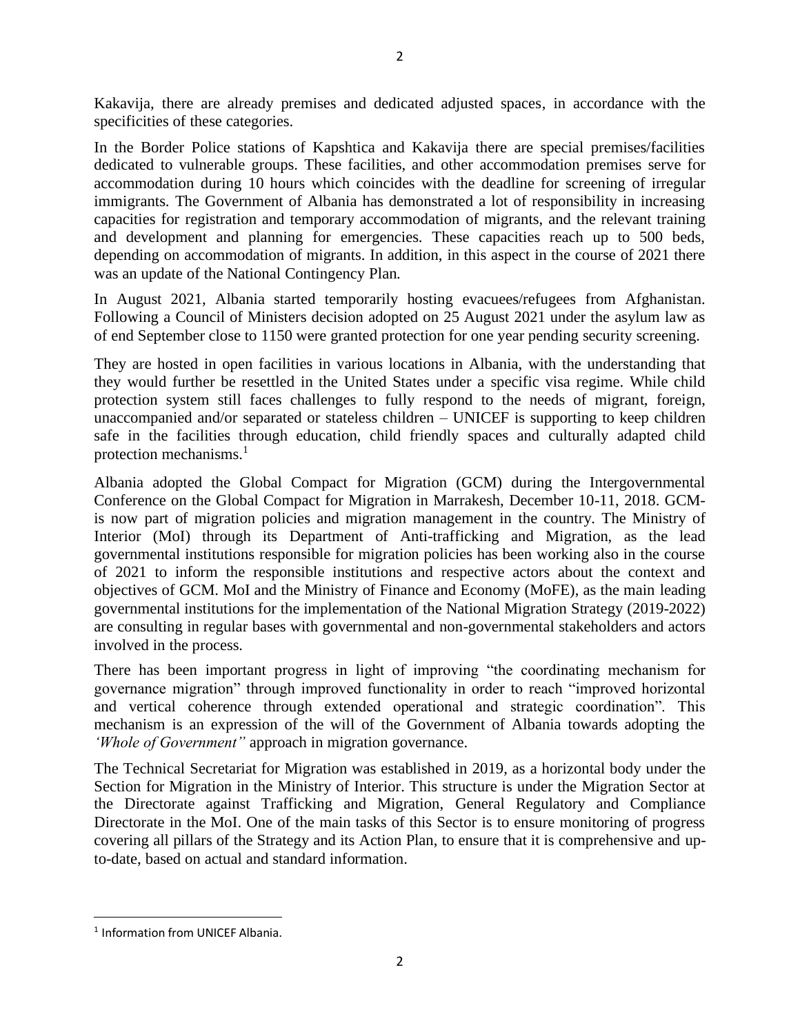Kakavija, there are already premises and dedicated adjusted spaces, in accordance with the specificities of these categories.

In the Border Police stations of Kapshtica and Kakavija there are special premises/facilities dedicated to vulnerable groups. These facilities, and other accommodation premises serve for accommodation during 10 hours which coincides with the deadline for screening of irregular immigrants. The Government of Albania has demonstrated a lot of responsibility in increasing capacities for registration and temporary accommodation of migrants, and the relevant training and development and planning for emergencies. These capacities reach up to 500 beds, depending on accommodation of migrants. In addition, in this aspect in the course of 2021 there was an update of the National Contingency Plan.

In August 2021, Albania started temporarily hosting evacuees/refugees from Afghanistan. Following a Council of Ministers decision adopted on 25 August 2021 under the asylum law as of end September close to 1150 were granted protection for one year pending security screening.

They are hosted in open facilities in various locations in Albania, with the understanding that they would further be resettled in the United States under a specific visa regime. While child protection system still faces challenges to fully respond to the needs of migrant, foreign, unaccompanied and/or separated or stateless children – UNICEF is supporting to keep children safe in the facilities through education, child friendly spaces and culturally adapted child protection mechanisms.[1]

Albania adopted the Global Compact for Migration (GCM) during the Intergovernmental Conference on the Global Compact for Migration in Marrakesh, December 10-11, 2018. GCM- is now part of migration policies and migration management in the country. The Ministry of Interior (MoI) through its Department of Anti-trafficking and Migration, as the lead governmental institutions responsible for migration policies has been working also in the course of 2021 to inform the responsible institutions and respective actors about the context and objectives of GCM. MoI and the Ministry of Finance and Economy (MoFE), as the main leading governmental institutions for the implementation of the National Migration Strategy (2019-2022) are consulting in regular bases with governmental and non-governmental stakeholders and actors involved in the process.

There has been important progress in light of improving "the coordinating mechanism for governance migration" through improved functionality in order to reach "improved horizontal and vertical coherence through extended operational and strategic coordination". This mechanism is an expression of the will of the Government of Albania towards adopting the *'Whole of Government"* approach in migration governance.

The Technical Secretariat for Migration was established in 2019, as a horizontal body under the Section for Migration in the Ministry of Interior. This structure is under the Migration Sector at the Directorate against Trafficking and Migration, General Regulatory and Compliance Directorate in the MoI. One of the main tasks of this Sector is to ensure monitoring of progress covering all pillars of the Strategy and its Action Plan, to ensure that it is comprehensive and up-to-date, based on actual and standard information.

---

[1] Information from UNICEF Albania.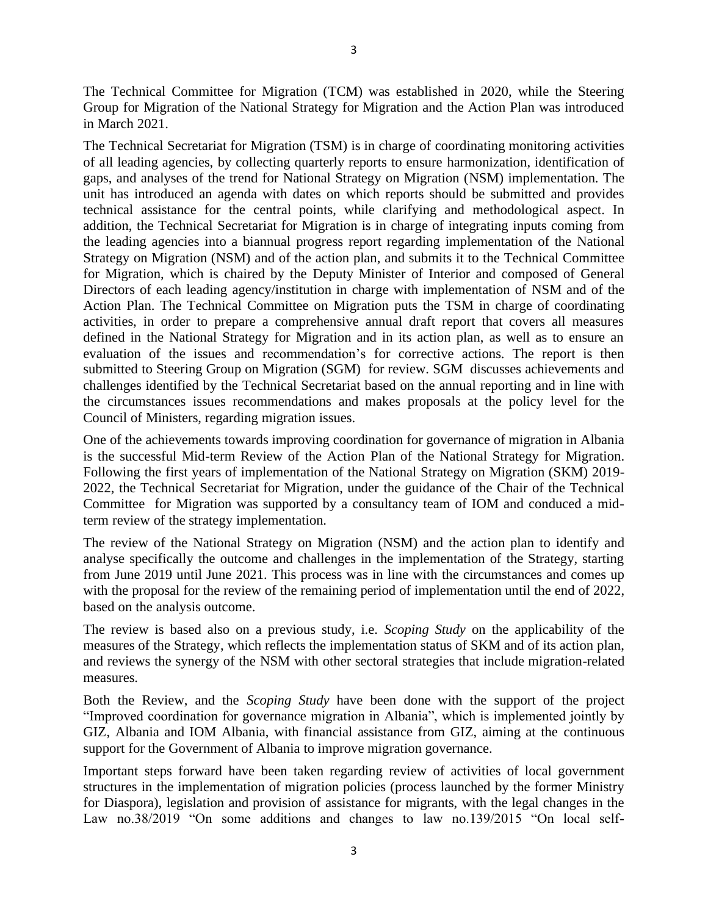The Technical Committee for Migration (TCM) was established in 2020, while the Steering Group for Migration of the National Strategy for Migration and the Action Plan was introduced in March 2021.

The Technical Secretariat for Migration (TSM) is in charge of coordinating monitoring activities of all leading agencies, by collecting quarterly reports to ensure harmonization, identification of gaps, and analyses of the trend for National Strategy on Migration (NSM) implementation. The unit has introduced an agenda with dates on which reports should be submitted and provides technical assistance for the central points, while clarifying and methodological aspect. In addition, the Technical Secretariat for Migration is in charge of integrating inputs coming from the leading agencies into a biannual progress report regarding implementation of the National Strategy on Migration (NSM) and of the action plan, and submits it to the Technical Committee for Migration, which is chaired by the Deputy Minister of Interior and composed of General Directors of each leading agency/institution in charge with implementation of NSM and of the Action Plan. The Technical Committee on Migration puts the TSM in charge of coordinating activities, in order to prepare a comprehensive annual draft report that covers all measures defined in the National Strategy for Migration and in its action plan, as well as to ensure an evaluation of the issues and recommendation's for corrective actions. The report is then submitted to Steering Group on Migration (SGM) for review. SGM discusses achievements and challenges identified by the Technical Secretariat based on the annual reporting and in line with the circumstances issues recommendations and makes proposals at the policy level for the Council of Ministers, regarding migration issues.

One of the achievements towards improving coordination for governance of migration in Albania is the successful Mid-term Review of the Action Plan of the National Strategy for Migration. Following the first years of implementation of the National Strategy on Migration (SKM) 2019-2022, the Technical Secretariat for Migration, under the guidance of the Chair of the Technical Committee for Migration was supported by a consultancy team of IOM and conduced a mid-term review of the strategy implementation.

The review of the National Strategy on Migration (NSM) and the action plan to identify and analyse specifically the outcome and challenges in the implementation of the Strategy, starting from June 2019 until June 2021. This process was in line with the circumstances and comes up with the proposal for the review of the remaining period of implementation until the end of 2022, based on the analysis outcome.

The review is based also on a previous study, i.e. *Scoping Study* on the applicability of the measures of the Strategy, which reflects the implementation status of SKM and of its action plan, and reviews the synergy of the NSM with other sectoral strategies that include migration-related measures.

Both the Review, and the *Scoping Study* have been done with the support of the project "Improved coordination for governance migration in Albania", which is implemented jointly by GIZ, Albania and IOM Albania, with financial assistance from GIZ, aiming at the continuous support for the Government of Albania to improve migration governance.

Important steps forward have been taken regarding review of activities of local government structures in the implementation of migration policies (process launched by the former Ministry for Diaspora), legislation and provision of assistance for migrants, with the legal changes in the Law no.38/2019 "On some additions and changes to law no.139/2015 "On local self-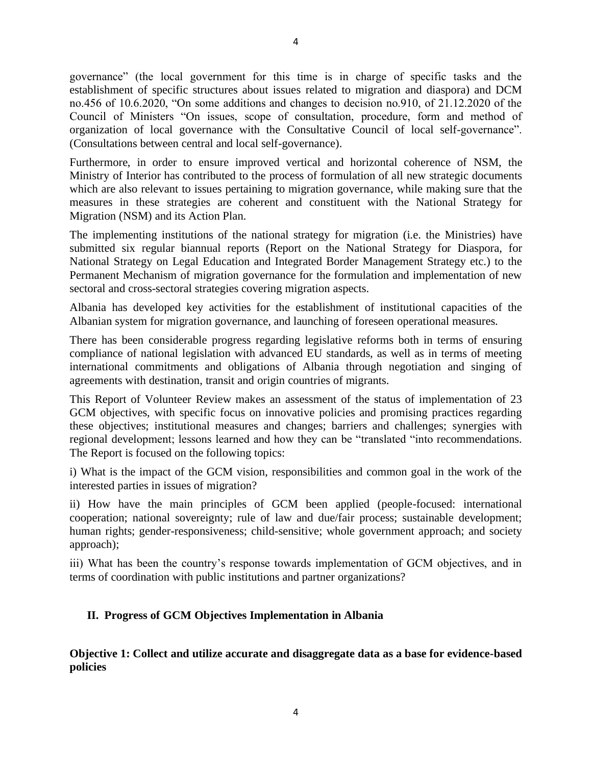governance" (the local government for this time is in charge of specific tasks and the establishment of specific structures about issues related to migration and diaspora) and DCM no.456 of 10.6.2020, "On some additions and changes to decision no.910, of 21.12.2020 of the Council of Ministers "On issues, scope of consultation, procedure, form and method of organization of local governance with the Consultative Council of local self-governance". (Consultations between central and local self-governance).

Furthermore, in order to ensure improved vertical and horizontal coherence of NSM, the Ministry of Interior has contributed to the process of formulation of all new strategic documents which are also relevant to issues pertaining to migration governance, while making sure that the measures in these strategies are coherent and constituent with the National Strategy for Migration (NSM) and its Action Plan.

The implementing institutions of the national strategy for migration (i.e. the Ministries) have submitted six regular biannual reports (Report on the National Strategy for Diaspora, for National Strategy on Legal Education and Integrated Border Management Strategy etc.) to the Permanent Mechanism of migration governance for the formulation and implementation of new sectoral and cross-sectoral strategies covering migration aspects.

Albania has developed key activities for the establishment of institutional capacities of the Albanian system for migration governance, and launching of foreseen operational measures.

There has been considerable progress regarding legislative reforms both in terms of ensuring compliance of national legislation with advanced EU standards, as well as in terms of meeting international commitments and obligations of Albania through negotiation and singing of agreements with destination, transit and origin countries of migrants.

This Report of Volunteer Review makes an assessment of the status of implementation of 23 GCM objectives, with specific focus on innovative policies and promising practices regarding these objectives; institutional measures and changes; barriers and challenges; synergies with regional development; lessons learned and how they can be "translated "into recommendations. The Report is focused on the following topics:

i) What is the impact of the GCM vision, responsibilities and common goal in the work of the interested parties in issues of migration?

ii) How have the main principles of GCM been applied (people-focused: international cooperation; national sovereignty; rule of law and due/fair process; sustainable development; human rights; gender-responsiveness; child-sensitive; whole government approach; and society approach);

iii) What has been the country's response towards implementation of GCM objectives, and in terms of coordination with public institutions and partner organizations?

## II. Progress of GCM Objectives Implementation in Albania

### Objective 1: Collect and utilize accurate and disaggregate data as a base for evidence-based policies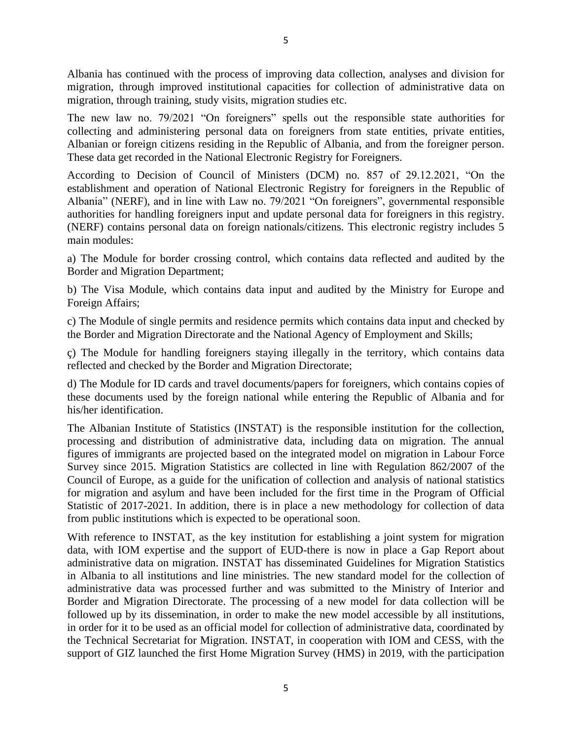Albania has continued with the process of improving data collection, analyses and division for migration, through improved institutional capacities for collection of administrative data on migration, through training, study visits, migration studies etc.

The new law no. 79/2021 "On foreigners" spells out the responsible state authorities for collecting and administering personal data on foreigners from state entities, private entities, Albanian or foreign citizens residing in the Republic of Albania, and from the foreigner person. These data get recorded in the National Electronic Registry for Foreigners.

According to Decision of Council of Ministers (DCM) no. 857 of 29.12.2021, "On the establishment and operation of National Electronic Registry for foreigners in the Republic of Albania" (NERF), and in line with Law no. 79/2021 "On foreigners", governmental responsible authorities for handling foreigners input and update personal data for foreigners in this registry. (NERF) contains personal data on foreign nationals/citizens. This electronic registry includes 5 main modules:

a) The Module for border crossing control, which contains data reflected and audited by the Border and Migration Department;

b) The Visa Module, which contains data input and audited by the Ministry for Europe and Foreign Affairs;

c) The Module of single permits and residence permits which contains data input and checked by the Border and Migration Directorate and the National Agency of Employment and Skills;

ç) The Module for handling foreigners staying illegally in the territory, which contains data reflected and checked by the Border and Migration Directorate;

d) The Module for ID cards and travel documents/papers for foreigners, which contains copies of these documents used by the foreign national while entering the Republic of Albania and for his/her identification.

The Albanian Institute of Statistics (INSTAT) is the responsible institution for the collection, processing and distribution of administrative data, including data on migration. The annual figures of immigrants are projected based on the integrated model on migration in Labour Force Survey since 2015. Migration Statistics are collected in line with Regulation 862/2007 of the Council of Europe, as a guide for the unification of collection and analysis of national statistics for migration and asylum and have been included for the first time in the Program of Official Statistic of 2017-2021. In addition, there is in place a new methodology for collection of data from public institutions which is expected to be operational soon.

With reference to INSTAT, as the key institution for establishing a joint system for migration data, with IOM expertise and the support of EUD-there is now in place a Gap Report about administrative data on migration. INSTAT has disseminated Guidelines for Migration Statistics in Albania to all institutions and line ministries. The new standard model for the collection of administrative data was processed further and was submitted to the Ministry of Interior and Border and Migration Directorate. The processing of a new model for data collection will be followed up by its dissemination, in order to make the new model accessible by all institutions, in order for it to be used as an official model for collection of administrative data, coordinated by the Technical Secretariat for Migration. INSTAT, in cooperation with IOM and CESS, with the support of GIZ launched the first Home Migration Survey (HMS) in 2019, with the participation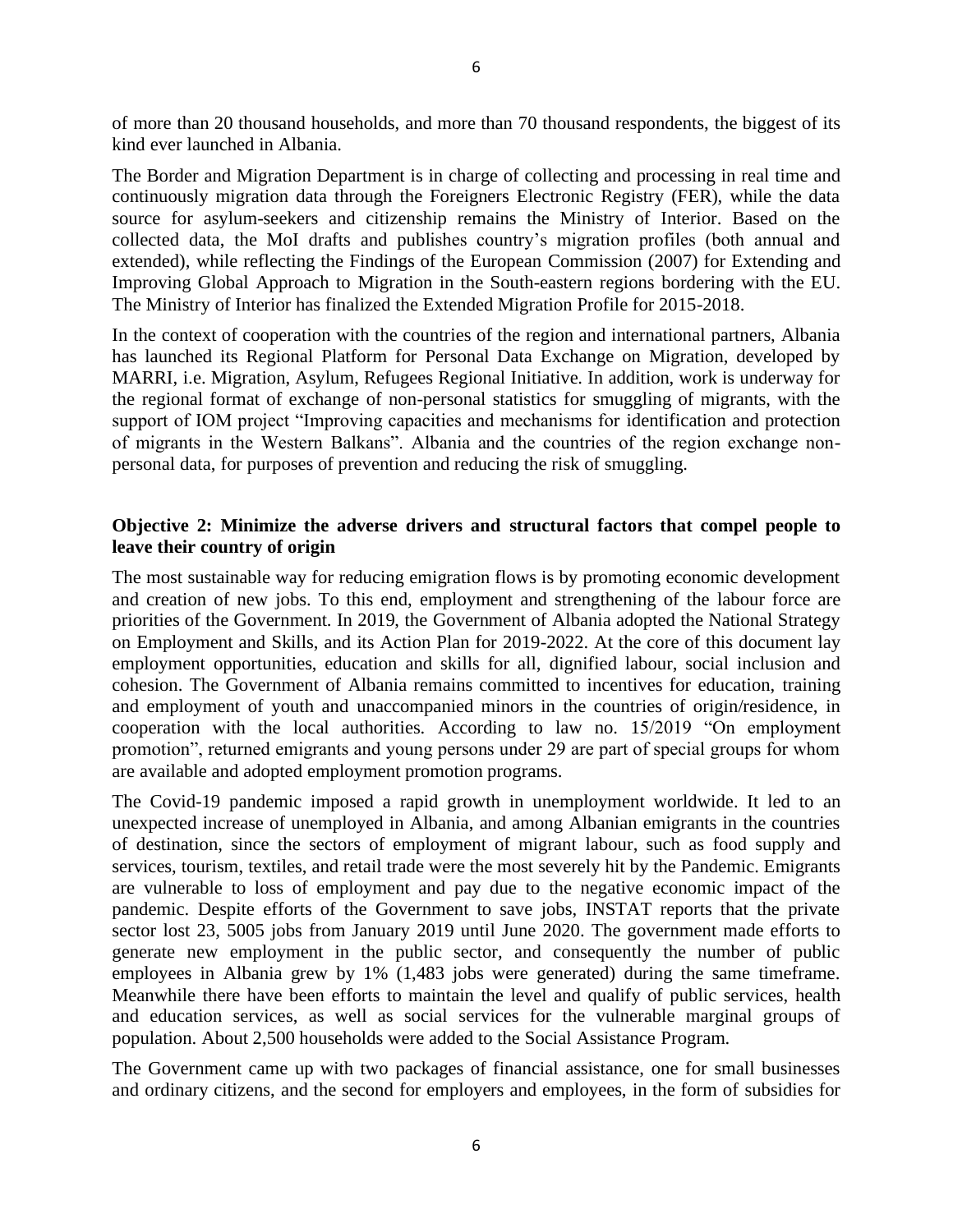of more than 20 thousand households, and more than 70 thousand respondents, the biggest of its kind ever launched in Albania.

The Border and Migration Department is in charge of collecting and processing in real time and continuously migration data through the Foreigners Electronic Registry (FER), while the data source for asylum-seekers and citizenship remains the Ministry of Interior. Based on the collected data, the MoI drafts and publishes country's migration profiles (both annual and extended), while reflecting the Findings of the European Commission (2007) for Extending and Improving Global Approach to Migration in the South-eastern regions bordering with the EU. The Ministry of Interior has finalized the Extended Migration Profile for 2015-2018.

In the context of cooperation with the countries of the region and international partners, Albania has launched its Regional Platform for Personal Data Exchange on Migration, developed by MARRI, i.e. Migration, Asylum, Refugees Regional Initiative. In addition, work is underway for the regional format of exchange of non-personal statistics for smuggling of migrants, with the support of IOM project "Improving capacities and mechanisms for identification and protection of migrants in the Western Balkans". Albania and the countries of the region exchange non-personal data, for purposes of prevention and reducing the risk of smuggling.

**Objective 2: Minimize the adverse drivers and structural factors that compel people to leave their country of origin**

The most sustainable way for reducing emigration flows is by promoting economic development and creation of new jobs. To this end, employment and strengthening of the labour force are priorities of the Government. In 2019, the Government of Albania adopted the National Strategy on Employment and Skills, and its Action Plan for 2019-2022. At the core of this document lay employment opportunities, education and skills for all, dignified labour, social inclusion and cohesion. The Government of Albania remains committed to incentives for education, training and employment of youth and unaccompanied minors in the countries of origin/residence, in cooperation with the local authorities. According to law no. 15/2019 "On employment promotion", returned emigrants and young persons under 29 are part of special groups for whom are available and adopted employment promotion programs.

The Covid-19 pandemic imposed a rapid growth in unemployment worldwide. It led to an unexpected increase of unemployed in Albania, and among Albanian emigrants in the countries of destination, since the sectors of employment of migrant labour, such as food supply and services, tourism, textiles, and retail trade were the most severely hit by the Pandemic. Emigrants are vulnerable to loss of employment and pay due to the negative economic impact of the pandemic. Despite efforts of the Government to save jobs, INSTAT reports that the private sector lost 23, 5005 jobs from January 2019 until June 2020. The government made efforts to generate new employment in the public sector, and consequently the number of public employees in Albania grew by 1% (1,483 jobs were generated) during the same timeframe. Meanwhile there have been efforts to maintain the level and qualify of public services, health and education services, as well as social services for the vulnerable marginal groups of population. About 2,500 households were added to the Social Assistance Program.

The Government came up with two packages of financial assistance, one for small businesses and ordinary citizens, and the second for employers and employees, in the form of subsidies for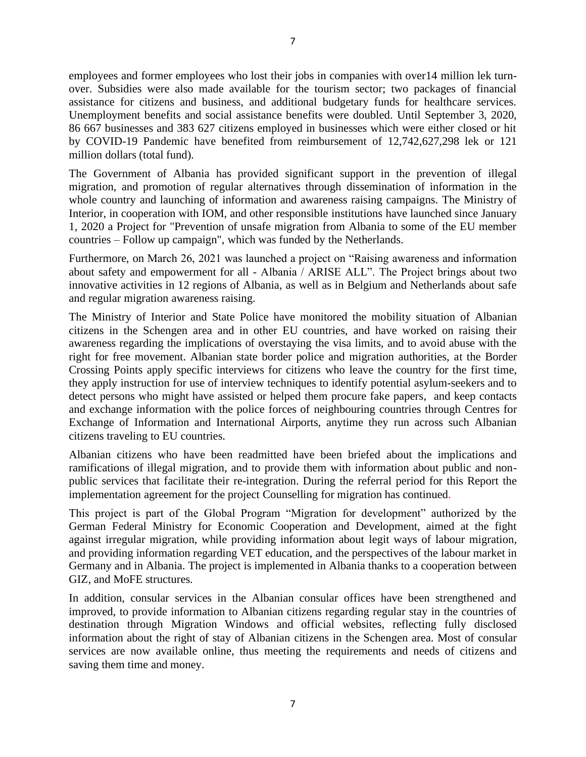employees and former employees who lost their jobs in companies with over14 million lek turn-over. Subsidies were also made available for the tourism sector; two packages of financial assistance for citizens and business, and additional budgetary funds for healthcare services. Unemployment benefits and social assistance benefits were doubled. Until September 3, 2020, 86 667 businesses and 383 627 citizens employed in businesses which were either closed or hit by COVID-19 Pandemic have benefited from reimbursement of 12,742,627,298 lek or 121 million dollars (total fund).

The Government of Albania has provided significant support in the prevention of illegal migration, and promotion of regular alternatives through dissemination of information in the whole country and launching of information and awareness raising campaigns. The Ministry of Interior, in cooperation with IOM, and other responsible institutions have launched since January 1, 2020 a Project for "Prevention of unsafe migration from Albania to some of the EU member countries – Follow up campaign", which was funded by the Netherlands.

Furthermore, on March 26, 2021 was launched a project on "Raising awareness and information about safety and empowerment for all - Albania / ARISE ALL". The Project brings about two innovative activities in 12 regions of Albania, as well as in Belgium and Netherlands about safe and regular migration awareness raising.

The Ministry of Interior and State Police have monitored the mobility situation of Albanian citizens in the Schengen area and in other EU countries, and have worked on raising their awareness regarding the implications of overstaying the visa limits, and to avoid abuse with the right for free movement. Albanian state border police and migration authorities, at the Border Crossing Points apply specific interviews for citizens who leave the country for the first time, they apply instruction for use of interview techniques to identify potential asylum-seekers and to detect persons who might have assisted or helped them procure fake papers, and keep contacts and exchange information with the police forces of neighbouring countries through Centres for Exchange of Information and International Airports, anytime they run across such Albanian citizens traveling to EU countries.

Albanian citizens who have been readmitted have been briefed about the implications and ramifications of illegal migration, and to provide them with information about public and non-public services that facilitate their re-integration. During the referral period for this Report the implementation agreement for the project Counselling for migration has continued.

This project is part of the Global Program "Migration for development" authorized by the German Federal Ministry for Economic Cooperation and Development, aimed at the fight against irregular migration, while providing information about legit ways of labour migration, and providing information regarding VET education, and the perspectives of the labour market in Germany and in Albania. The project is implemented in Albania thanks to a cooperation between GIZ, and MoFE structures.

In addition, consular services in the Albanian consular offices have been strengthened and improved, to provide information to Albanian citizens regarding regular stay in the countries of destination through Migration Windows and official websites, reflecting fully disclosed information about the right of stay of Albanian citizens in the Schengen area. Most of consular services are now available online, thus meeting the requirements and needs of citizens and saving them time and money.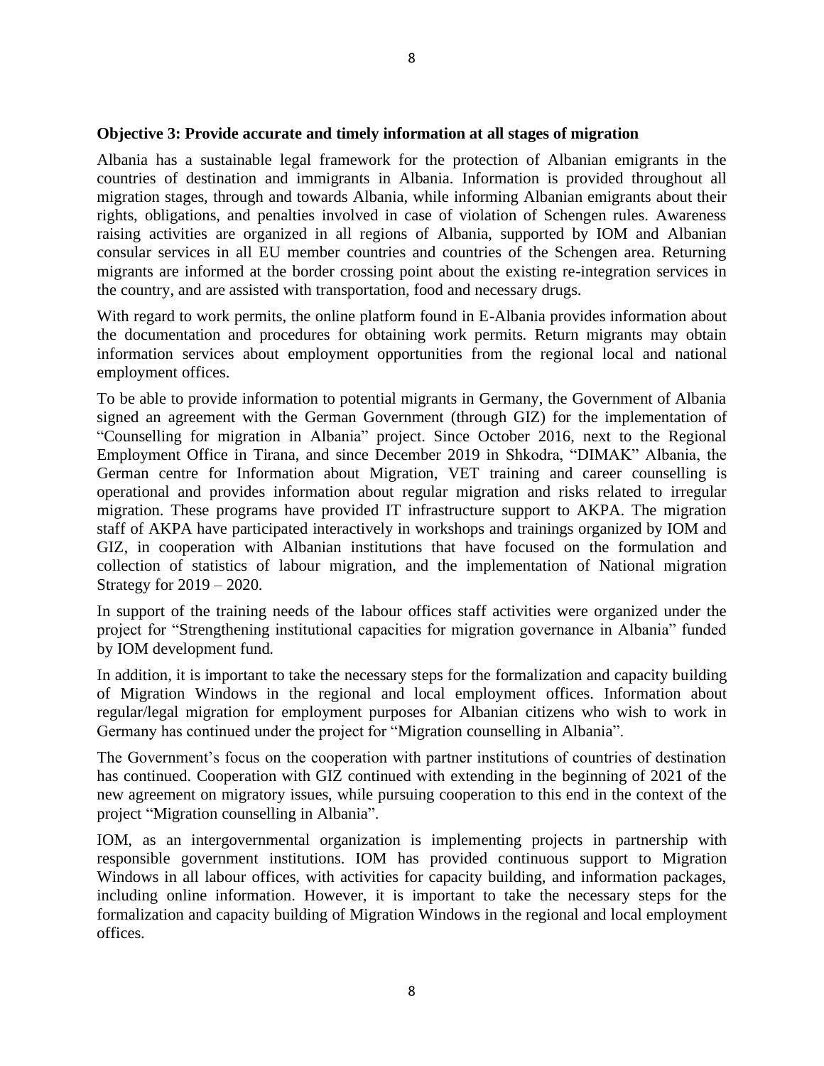### Objective 3: Provide accurate and timely information at all stages of migration

Albania has a sustainable legal framework for the protection of Albanian emigrants in the countries of destination and immigrants in Albania. Information is provided throughout all migration stages, through and towards Albania, while informing Albanian emigrants about their rights, obligations, and penalties involved in case of violation of Schengen rules. Awareness raising activities are organized in all regions of Albania, supported by IOM and Albanian consular services in all EU member countries and countries of the Schengen area. Returning migrants are informed at the border crossing point about the existing re-integration services in the country, and are assisted with transportation, food and necessary drugs.

With regard to work permits, the online platform found in E-Albania provides information about the documentation and procedures for obtaining work permits. Return migrants may obtain information services about employment opportunities from the regional local and national employment offices.

To be able to provide information to potential migrants in Germany, the Government of Albania signed an agreement with the German Government (through GIZ) for the implementation of "Counselling for migration in Albania" project. Since October 2016, next to the Regional Employment Office in Tirana, and since December 2019 in Shkodra, "DIMAK" Albania, the German centre for Information about Migration, VET training and career counselling is operational and provides information about regular migration and risks related to irregular migration. These programs have provided IT infrastructure support to AKPA. The migration staff of AKPA have participated interactively in workshops and trainings organized by IOM and GIZ, in cooperation with Albanian institutions that have focused on the formulation and collection of statistics of labour migration, and the implementation of National migration Strategy for 2019 – 2020.

In support of the training needs of the labour offices staff activities were organized under the project for "Strengthening institutional capacities for migration governance in Albania" funded by IOM development fund.

In addition, it is important to take the necessary steps for the formalization and capacity building of Migration Windows in the regional and local employment offices. Information about regular/legal migration for employment purposes for Albanian citizens who wish to work in Germany has continued under the project for "Migration counselling in Albania".

The Government's focus on the cooperation with partner institutions of countries of destination has continued. Cooperation with GIZ continued with extending in the beginning of 2021 of the new agreement on migratory issues, while pursuing cooperation to this end in the context of the project "Migration counselling in Albania".

IOM, as an intergovernmental organization is implementing projects in partnership with responsible government institutions. IOM has provided continuous support to Migration Windows in all labour offices, with activities for capacity building, and information packages, including online information. However, it is important to take the necessary steps for the formalization and capacity building of Migration Windows in the regional and local employment offices.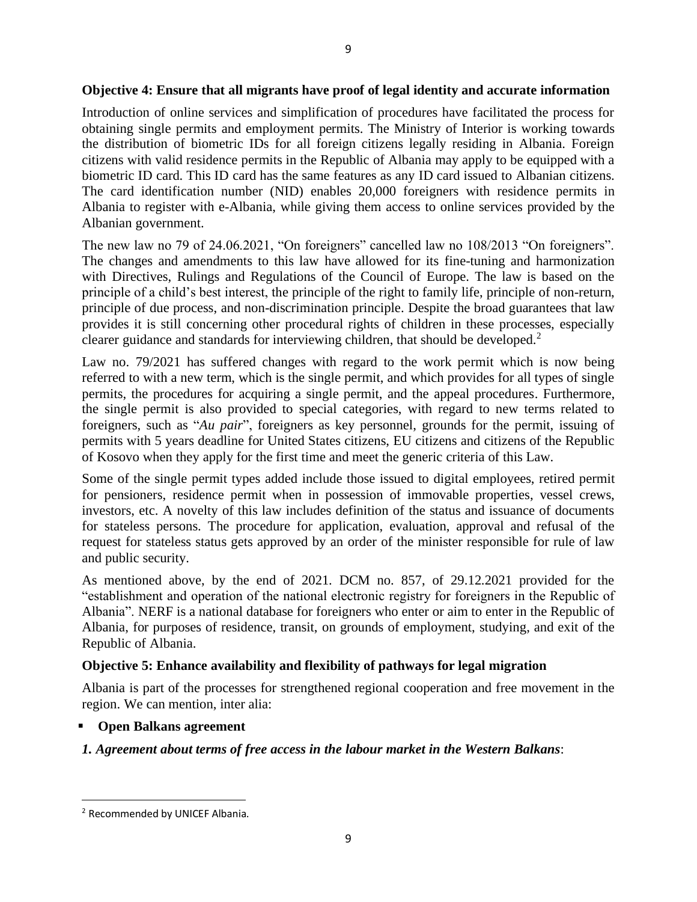**Objective 4: Ensure that all migrants have proof of legal identity and accurate information**

Introduction of online services and simplification of procedures have facilitated the process for obtaining single permits and employment permits. The Ministry of Interior is working towards the distribution of biometric IDs for all foreign citizens legally residing in Albania. Foreign citizens with valid residence permits in the Republic of Albania may apply to be equipped with a biometric ID card. This ID card has the same features as any ID card issued to Albanian citizens. The card identification number (NID) enables 20,000 foreigners with residence permits in Albania to register with e-Albania, while giving them access to online services provided by the Albanian government.

The new law no 79 of 24.06.2021, "On foreigners" cancelled law no 108/2013 "On foreigners". The changes and amendments to this law have allowed for its fine-tuning and harmonization with Directives, Rulings and Regulations of the Council of Europe. The law is based on the principle of a child's best interest, the principle of the right to family life, principle of non-return, principle of due process, and non-discrimination principle. Despite the broad guarantees that law provides it is still concerning other procedural rights of children in these processes, especially clearer guidance and standards for interviewing children, that should be developed.[2]

Law no. 79/2021 has suffered changes with regard to the work permit which is now being referred to with a new term, which is the single permit, and which provides for all types of single permits, the procedures for acquiring a single permit, and the appeal procedures. Furthermore, the single permit is also provided to special categories, with regard to new terms related to foreigners, such as "*Au pair*", foreigners as key personnel, grounds for the permit, issuing of permits with 5 years deadline for United States citizens, EU citizens and citizens of the Republic of Kosovo when they apply for the first time and meet the generic criteria of this Law.

Some of the single permit types added include those issued to digital employees, retired permit for pensioners, residence permit when in possession of immovable properties, vessel crews, investors, etc. A novelty of this law includes definition of the status and issuance of documents for stateless persons. The procedure for application, evaluation, approval and refusal of the request for stateless status gets approved by an order of the minister responsible for rule of law and public security.

As mentioned above, by the end of 2021. DCM no. 857, of 29.12.2021 provided for the "establishment and operation of the national electronic registry for foreigners in the Republic of Albania". NERF is a national database for foreigners who enter or aim to enter in the Republic of Albania, for purposes of residence, transit, on grounds of employment, studying, and exit of the Republic of Albania.

**Objective 5: Enhance availability and flexibility of pathways for legal migration**

Albania is part of the processes for strengthened regional cooperation and free movement in the region. We can mention, inter alia:

- **Open Balkans agreement**

***1. Agreement about terms of free access in the labour market in the Western Balkans***:

[2] Recommended by UNICEF Albania.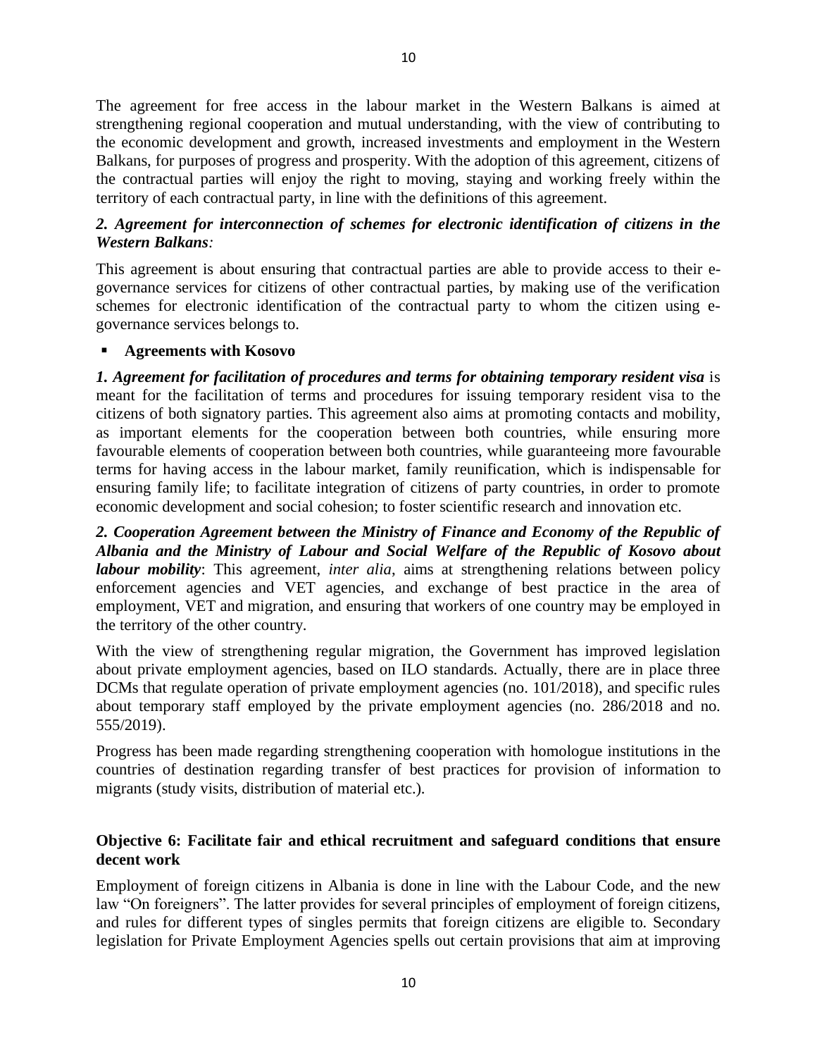The agreement for free access in the labour market in the Western Balkans is aimed at strengthening regional cooperation and mutual understanding, with the view of contributing to the economic development and growth, increased investments and employment in the Western Balkans, for purposes of progress and prosperity. With the adoption of this agreement, citizens of the contractual parties will enjoy the right to moving, staying and working freely within the territory of each contractual party, in line with the definitions of this agreement.

***2. Agreement for interconnection of schemes for electronic identification of citizens in the Western Balkans*:**

This agreement is about ensuring that contractual parties are able to provide access to their e-governance services for citizens of other contractual parties, by making use of the verification schemes for electronic identification of the contractual party to whom the citizen using e-governance services belongs to.

- **Agreements with Kosovo**

***1. Agreement for facilitation of procedures and terms for obtaining temporary resident visa*** is meant for the facilitation of terms and procedures for issuing temporary resident visa to the citizens of both signatory parties. This agreement also aims at promoting contacts and mobility, as important elements for the cooperation between both countries, while ensuring more favourable elements of cooperation between both countries, while guaranteeing more favourable terms for having access in the labour market, family reunification, which is indispensable for ensuring family life; to facilitate integration of citizens of party countries, in order to promote economic development and social cohesion; to foster scientific research and innovation etc.

***2. Cooperation Agreement between the Ministry of Finance and Economy of the Republic of Albania and the Ministry of Labour and Social Welfare of the Republic of Kosovo about labour mobility***: This agreement, *inter alia*, aims at strengthening relations between policy enforcement agencies and VET agencies, and exchange of best practice in the area of employment, VET and migration, and ensuring that workers of one country may be employed in the territory of the other country.

With the view of strengthening regular migration, the Government has improved legislation about private employment agencies, based on ILO standards. Actually, there are in place three DCMs that regulate operation of private employment agencies (no. 101/2018), and specific rules about temporary staff employed by the private employment agencies (no. 286/2018 and no. 555/2019).

Progress has been made regarding strengthening cooperation with homologue institutions in the countries of destination regarding transfer of best practices for provision of information to migrants (study visits, distribution of material etc.).

### Objective 6: Facilitate fair and ethical recruitment and safeguard conditions that ensure decent work

Employment of foreign citizens in Albania is done in line with the Labour Code, and the new law "On foreigners". The latter provides for several principles of employment of foreign citizens, and rules for different types of singles permits that foreign citizens are eligible to. Secondary legislation for Private Employment Agencies spells out certain provisions that aim at improving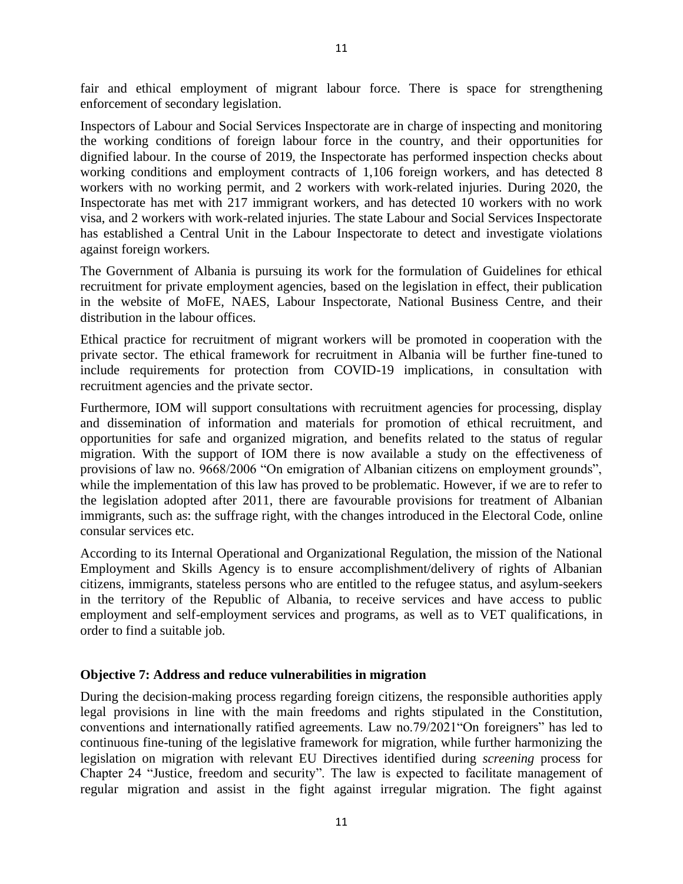fair and ethical employment of migrant labour force. There is space for strengthening enforcement of secondary legislation.

Inspectors of Labour and Social Services Inspectorate are in charge of inspecting and monitoring the working conditions of foreign labour force in the country, and their opportunities for dignified labour. In the course of 2019, the Inspectorate has performed inspection checks about working conditions and employment contracts of 1,106 foreign workers, and has detected 8 workers with no working permit, and 2 workers with work-related injuries. During 2020, the Inspectorate has met with 217 immigrant workers, and has detected 10 workers with no work visa, and 2 workers with work-related injuries. The state Labour and Social Services Inspectorate has established a Central Unit in the Labour Inspectorate to detect and investigate violations against foreign workers.

The Government of Albania is pursuing its work for the formulation of Guidelines for ethical recruitment for private employment agencies, based on the legislation in effect, their publication in the website of MoFE, NAES, Labour Inspectorate, National Business Centre, and their distribution in the labour offices.

Ethical practice for recruitment of migrant workers will be promoted in cooperation with the private sector. The ethical framework for recruitment in Albania will be further fine-tuned to include requirements for protection from COVID-19 implications, in consultation with recruitment agencies and the private sector.

Furthermore, IOM will support consultations with recruitment agencies for processing, display and dissemination of information and materials for promotion of ethical recruitment, and opportunities for safe and organized migration, and benefits related to the status of regular migration. With the support of IOM there is now available a study on the effectiveness of provisions of law no. 9668/2006 "On emigration of Albanian citizens on employment grounds", while the implementation of this law has proved to be problematic. However, if we are to refer to the legislation adopted after 2011, there are favourable provisions for treatment of Albanian immigrants, such as: the suffrage right, with the changes introduced in the Electoral Code, online consular services etc.

According to its Internal Operational and Organizational Regulation, the mission of the National Employment and Skills Agency is to ensure accomplishment/delivery of rights of Albanian citizens, immigrants, stateless persons who are entitled to the refugee status, and asylum-seekers in the territory of the Republic of Albania, to receive services and have access to public employment and self-employment services and programs, as well as to VET qualifications, in order to find a suitable job.

### Objective 7: Address and reduce vulnerabilities in migration

During the decision-making process regarding foreign citizens, the responsible authorities apply legal provisions in line with the main freedoms and rights stipulated in the Constitution, conventions and internationally ratified agreements. Law no.79/2021"On foreigners" has led to continuous fine-tuning of the legislative framework for migration, while further harmonizing the legislation on migration with relevant EU Directives identified during *screening* process for Chapter 24 "Justice, freedom and security". The law is expected to facilitate management of regular migration and assist in the fight against irregular migration. The fight against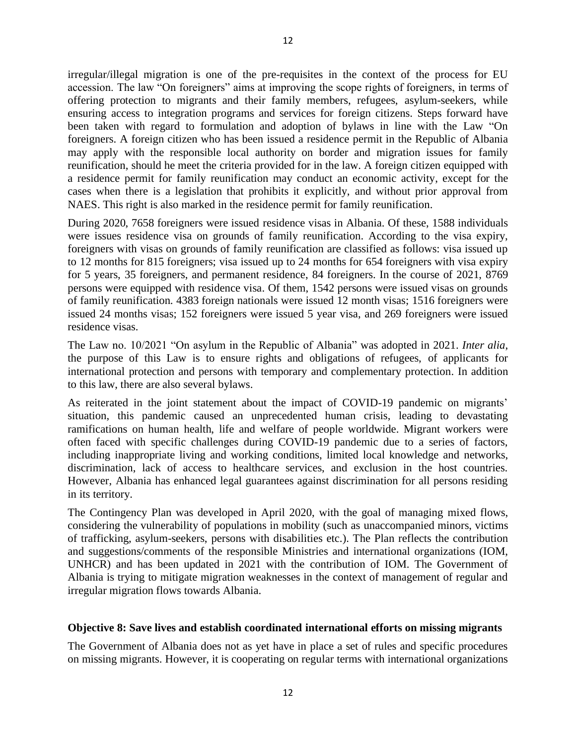irregular/illegal migration is one of the pre-requisites in the context of the process for EU accession. The law "On foreigners" aims at improving the scope rights of foreigners, in terms of offering protection to migrants and their family members, refugees, asylum-seekers, while ensuring access to integration programs and services for foreign citizens. Steps forward have been taken with regard to formulation and adoption of bylaws in line with the Law "On foreigners. A foreign citizen who has been issued a residence permit in the Republic of Albania may apply with the responsible local authority on border and migration issues for family reunification, should he meet the criteria provided for in the law. A foreign citizen equipped with a residence permit for family reunification may conduct an economic activity, except for the cases when there is a legislation that prohibits it explicitly, and without prior approval from NAES. This right is also marked in the residence permit for family reunification.

During 2020, 7658 foreigners were issued residence visas in Albania. Of these, 1588 individuals were issues residence visa on grounds of family reunification. According to the visa expiry, foreigners with visas on grounds of family reunification are classified as follows: visa issued up to 12 months for 815 foreigners; visa issued up to 24 months for 654 foreigners with visa expiry for 5 years, 35 foreigners, and permanent residence, 84 foreigners. In the course of 2021, 8769 persons were equipped with residence visa. Of them, 1542 persons were issued visas on grounds of family reunification. 4383 foreign nationals were issued 12 month visas; 1516 foreigners were issued 24 months visas; 152 foreigners were issued 5 year visa, and 269 foreigners were issued residence visas.

The Law no. 10/2021 "On asylum in the Republic of Albania" was adopted in 2021. *Inter alia*, the purpose of this Law is to ensure rights and obligations of refugees, of applicants for international protection and persons with temporary and complementary protection. In addition to this law, there are also several bylaws.

As reiterated in the joint statement about the impact of COVID-19 pandemic on migrants' situation, this pandemic caused an unprecedented human crisis, leading to devastating ramifications on human health, life and welfare of people worldwide. Migrant workers were often faced with specific challenges during COVID-19 pandemic due to a series of factors, including inappropriate living and working conditions, limited local knowledge and networks, discrimination, lack of access to healthcare services, and exclusion in the host countries. However, Albania has enhanced legal guarantees against discrimination for all persons residing in its territory.

The Contingency Plan was developed in April 2020, with the goal of managing mixed flows, considering the vulnerability of populations in mobility (such as unaccompanied minors, victims of trafficking, asylum-seekers, persons with disabilities etc.). The Plan reflects the contribution and suggestions/comments of the responsible Ministries and international organizations (IOM, UNHCR) and has been updated in 2021 with the contribution of IOM. The Government of Albania is trying to mitigate migration weaknesses in the context of management of regular and irregular migration flows towards Albania.

### Objective 8: Save lives and establish coordinated international efforts on missing migrants

The Government of Albania does not as yet have in place a set of rules and specific procedures on missing migrants. However, it is cooperating on regular terms with international organizations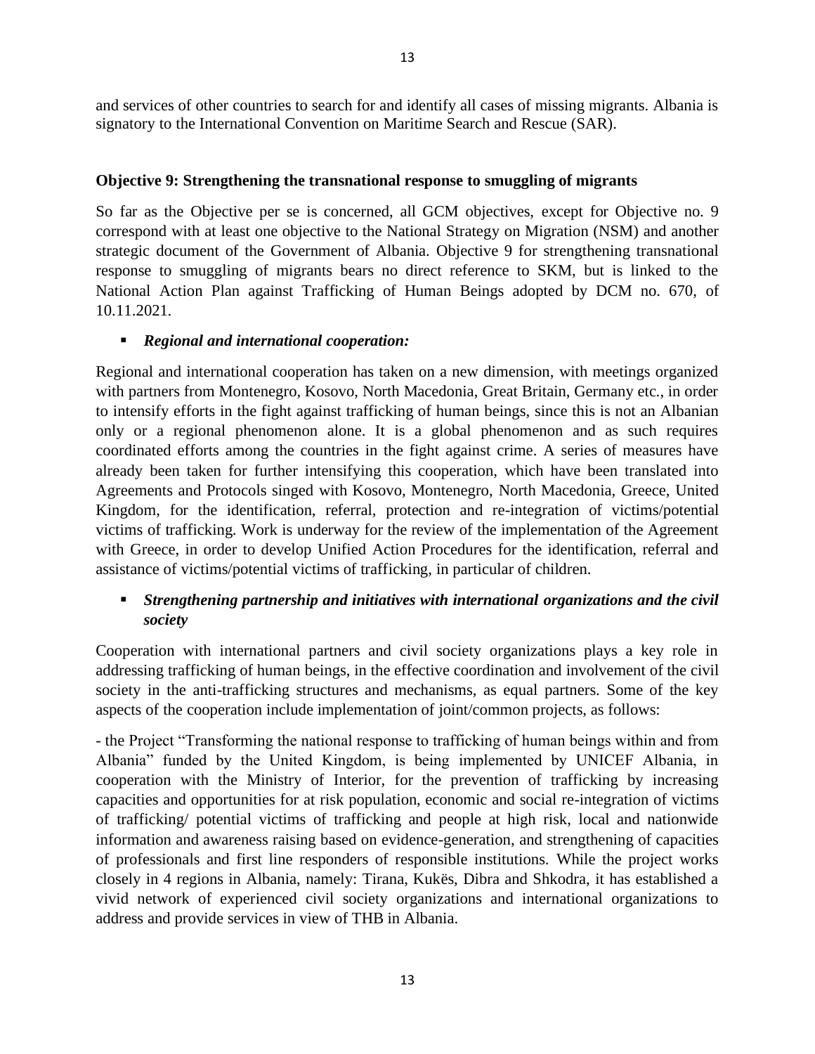and services of other countries to search for and identify all cases of missing migrants. Albania is signatory to the International Convention on Maritime Search and Rescue (SAR).

### Objective 9: Strengthening the transnational response to smuggling of migrants

So far as the Objective per se is concerned, all GCM objectives, except for Objective no. 9 correspond with at least one objective to the National Strategy on Migration (NSM) and another strategic document of the Government of Albania. Objective 9 for strengthening transnational response to smuggling of migrants bears no direct reference to SKM, but is linked to the National Action Plan against Trafficking of Human Beings adopted by DCM no. 670, of 10.11.2021.

- ***Regional and international cooperation:***

Regional and international cooperation has taken on a new dimension, with meetings organized with partners from Montenegro, Kosovo, North Macedonia, Great Britain, Germany etc., in order to intensify efforts in the fight against trafficking of human beings, since this is not an Albanian only or a regional phenomenon alone. It is a global phenomenon and as such requires coordinated efforts among the countries in the fight against crime. A series of measures have already been taken for further intensifying this cooperation, which have been translated into Agreements and Protocols singed with Kosovo, Montenegro, North Macedonia, Greece, United Kingdom, for the identification, referral, protection and re-integration of victims/potential victims of trafficking. Work is underway for the review of the implementation of the Agreement with Greece, in order to develop Unified Action Procedures for the identification, referral and assistance of victims/potential victims of trafficking, in particular of children.

- ***Strengthening partnership and initiatives with international organizations and the civil society***

Cooperation with international partners and civil society organizations plays a key role in addressing trafficking of human beings, in the effective coordination and involvement of the civil society in the anti-trafficking structures and mechanisms, as equal partners. Some of the key aspects of the cooperation include implementation of joint/common projects, as follows:

- the Project "Transforming the national response to trafficking of human beings within and from Albania" funded by the United Kingdom, is being implemented by UNICEF Albania, in cooperation with the Ministry of Interior, for the prevention of trafficking by increasing capacities and opportunities for at risk population, economic and social re-integration of victims of trafficking/ potential victims of trafficking and people at high risk, local and nationwide information and awareness raising based on evidence-generation, and strengthening of capacities of professionals and first line responders of responsible institutions. While the project works closely in 4 regions in Albania, namely: Tirana, Kukës, Dibra and Shkodra, it has established a vivid network of experienced civil society organizations and international organizations to address and provide services in view of THB in Albania.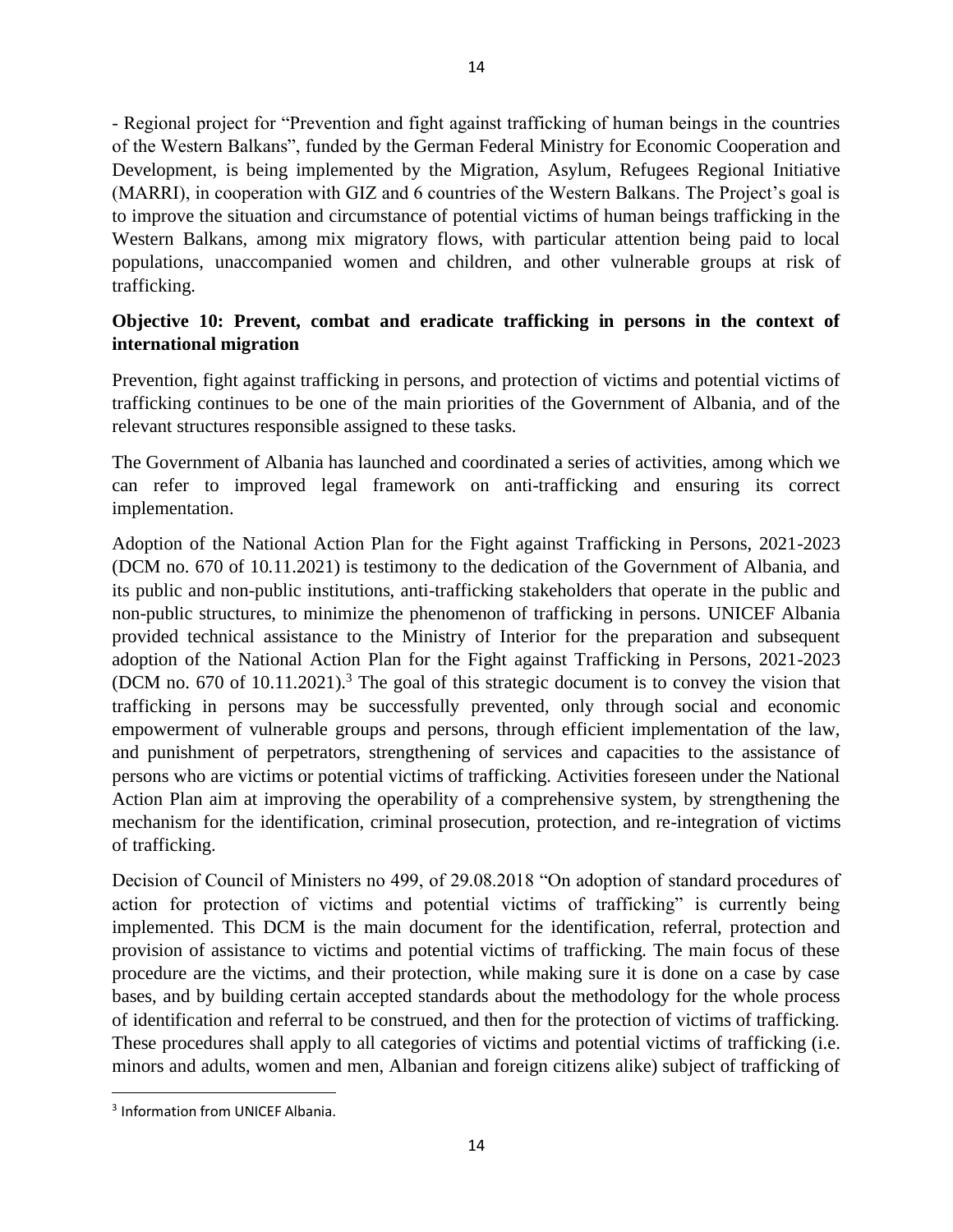- Regional project for "Prevention and fight against trafficking of human beings in the countries of the Western Balkans", funded by the German Federal Ministry for Economic Cooperation and Development, is being implemented by the Migration, Asylum, Refugees Regional Initiative (MARRI), in cooperation with GIZ and 6 countries of the Western Balkans. The Project's goal is to improve the situation and circumstance of potential victims of human beings trafficking in the Western Balkans, among mix migratory flows, with particular attention being paid to local populations, unaccompanied women and children, and other vulnerable groups at risk of trafficking.

**Objective 10: Prevent, combat and eradicate trafficking in persons in the context of international migration**

Prevention, fight against trafficking in persons, and protection of victims and potential victims of trafficking continues to be one of the main priorities of the Government of Albania, and of the relevant structures responsible assigned to these tasks.

The Government of Albania has launched and coordinated a series of activities, among which we can refer to improved legal framework on anti-trafficking and ensuring its correct implementation.

Adoption of the National Action Plan for the Fight against Trafficking in Persons, 2021-2023 (DCM no. 670 of 10.11.2021) is testimony to the dedication of the Government of Albania, and its public and non-public institutions, anti-trafficking stakeholders that operate in the public and non-public structures, to minimize the phenomenon of trafficking in persons. UNICEF Albania provided technical assistance to the Ministry of Interior for the preparation and subsequent adoption of the National Action Plan for the Fight against Trafficking in Persons, 2021-2023 (DCM no. 670 of 10.11.2021).[3] The goal of this strategic document is to convey the vision that trafficking in persons may be successfully prevented, only through social and economic empowerment of vulnerable groups and persons, through efficient implementation of the law, and punishment of perpetrators, strengthening of services and capacities to the assistance of persons who are victims or potential victims of trafficking. Activities foreseen under the National Action Plan aim at improving the operability of a comprehensive system, by strengthening the mechanism for the identification, criminal prosecution, protection, and re-integration of victims of trafficking.

Decision of Council of Ministers no 499, of 29.08.2018 "On adoption of standard procedures of action for protection of victims and potential victims of trafficking" is currently being implemented. This DCM is the main document for the identification, referral, protection and provision of assistance to victims and potential victims of trafficking. The main focus of these procedure are the victims, and their protection, while making sure it is done on a case by case bases, and by building certain accepted standards about the methodology for the whole process of identification and referral to be construed, and then for the protection of victims of trafficking. These procedures shall apply to all categories of victims and potential victims of trafficking (i.e. minors and adults, women and men, Albanian and foreign citizens alike) subject of trafficking of

[3] Information from UNICEF Albania.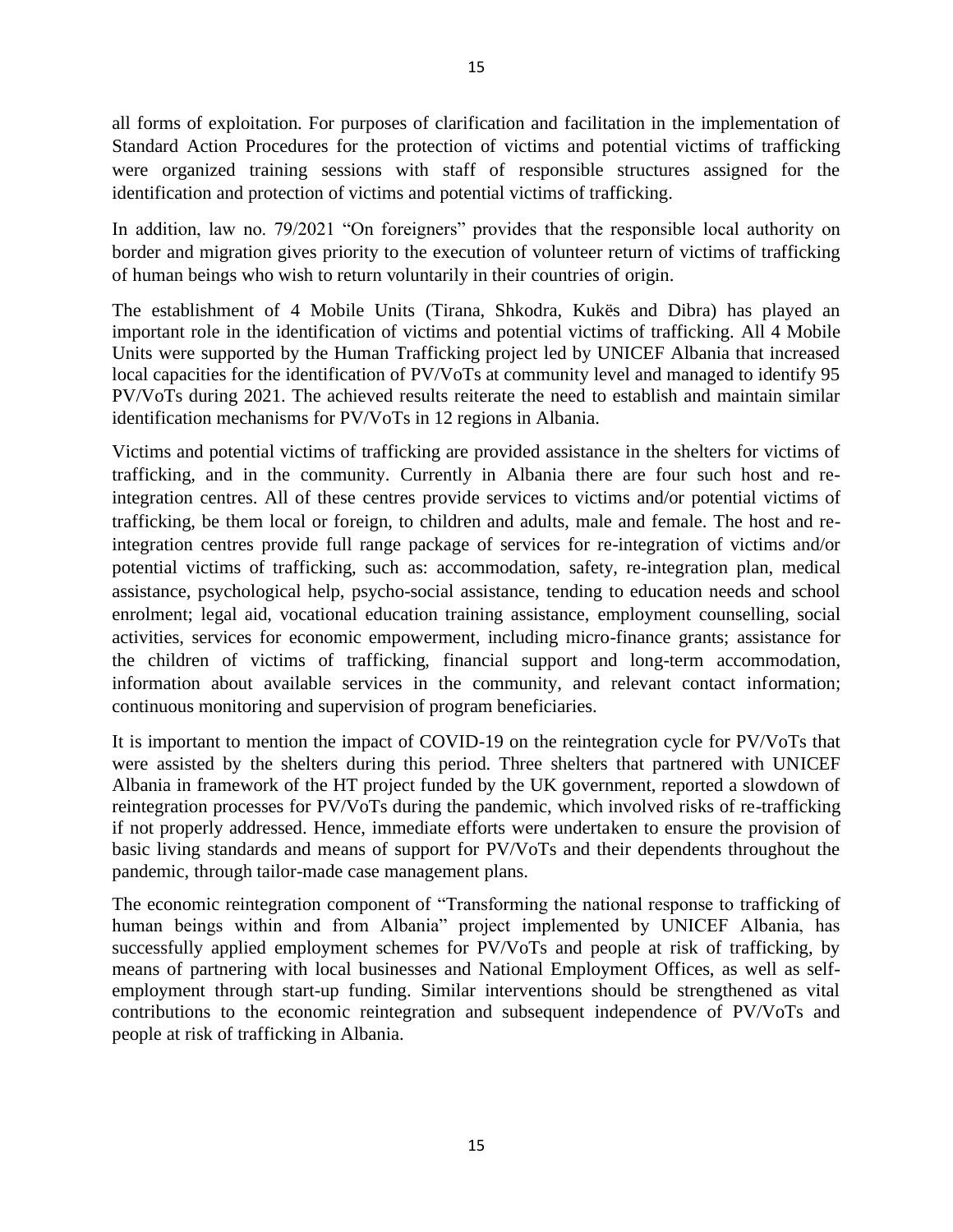all forms of exploitation. For purposes of clarification and facilitation in the implementation of Standard Action Procedures for the protection of victims and potential victims of trafficking were organized training sessions with staff of responsible structures assigned for the identification and protection of victims and potential victims of trafficking.

In addition, law no. 79/2021 "On foreigners" provides that the responsible local authority on border and migration gives priority to the execution of volunteer return of victims of trafficking of human beings who wish to return voluntarily in their countries of origin.

The establishment of 4 Mobile Units (Tirana, Shkodra, Kukës and Dibra) has played an important role in the identification of victims and potential victims of trafficking. All 4 Mobile Units were supported by the Human Trafficking project led by UNICEF Albania that increased local capacities for the identification of PV/VoTs at community level and managed to identify 95 PV/VoTs during 2021. The achieved results reiterate the need to establish and maintain similar identification mechanisms for PV/VoTs in 12 regions in Albania.

Victims and potential victims of trafficking are provided assistance in the shelters for victims of trafficking, and in the community. Currently in Albania there are four such host and re-integration centres. All of these centres provide services to victims and/or potential victims of trafficking, be them local or foreign, to children and adults, male and female. The host and re-integration centres provide full range package of services for re-integration of victims and/or potential victims of trafficking, such as: accommodation, safety, re-integration plan, medical assistance, psychological help, psycho-social assistance, tending to education needs and school enrolment; legal aid, vocational education training assistance, employment counselling, social activities, services for economic empowerment, including micro-finance grants; assistance for the children of victims of trafficking, financial support and long-term accommodation, information about available services in the community, and relevant contact information; continuous monitoring and supervision of program beneficiaries.

It is important to mention the impact of COVID-19 on the reintegration cycle for PV/VoTs that were assisted by the shelters during this period. Three shelters that partnered with UNICEF Albania in framework of the HT project funded by the UK government, reported a slowdown of reintegration processes for PV/VoTs during the pandemic, which involved risks of re-trafficking if not properly addressed. Hence, immediate efforts were undertaken to ensure the provision of basic living standards and means of support for PV/VoTs and their dependents throughout the pandemic, through tailor-made case management plans.

The economic reintegration component of "Transforming the national response to trafficking of human beings within and from Albania" project implemented by UNICEF Albania, has successfully applied employment schemes for PV/VoTs and people at risk of trafficking, by means of partnering with local businesses and National Employment Offices, as well as self-employment through start-up funding. Similar interventions should be strengthened as vital contributions to the economic reintegration and subsequent independence of PV/VoTs and people at risk of trafficking in Albania.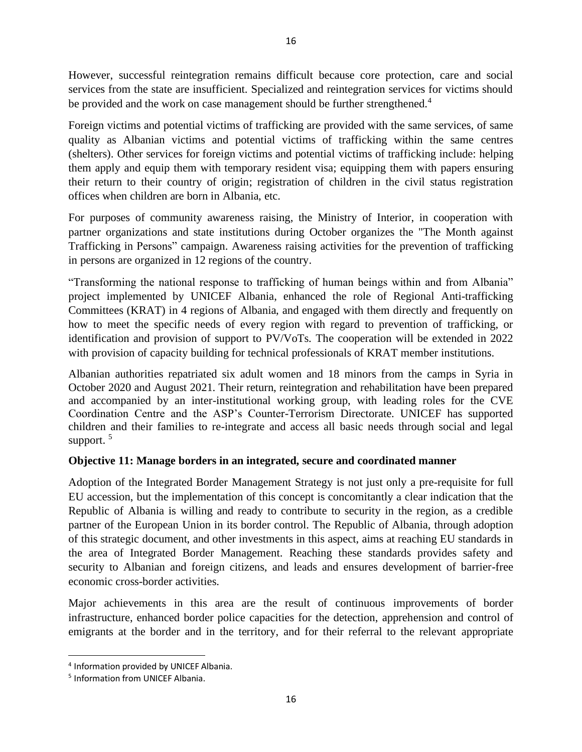However, successful reintegration remains difficult because core protection, care and social services from the state are insufficient. Specialized and reintegration services for victims should be provided and the work on case management should be further strengthened.[4]

Foreign victims and potential victims of trafficking are provided with the same services, of same quality as Albanian victims and potential victims of trafficking within the same centres (shelters). Other services for foreign victims and potential victims of trafficking include: helping them apply and equip them with temporary resident visa; equipping them with papers ensuring their return to their country of origin; registration of children in the civil status registration offices when children are born in Albania, etc.

For purposes of community awareness raising, the Ministry of Interior, in cooperation with partner organizations and state institutions during October organizes the "The Month against Trafficking in Persons" campaign. Awareness raising activities for the prevention of trafficking in persons are organized in 12 regions of the country.

"Transforming the national response to trafficking of human beings within and from Albania" project implemented by UNICEF Albania, enhanced the role of Regional Anti-trafficking Committees (KRAT) in 4 regions of Albania, and engaged with them directly and frequently on how to meet the specific needs of every region with regard to prevention of trafficking, or identification and provision of support to PV/VoTs. The cooperation will be extended in 2022 with provision of capacity building for technical professionals of KRAT member institutions.

Albanian authorities repatriated six adult women and 18 minors from the camps in Syria in October 2020 and August 2021. Their return, reintegration and rehabilitation have been prepared and accompanied by an inter-institutional working group, with leading roles for the CVE Coordination Centre and the ASP's Counter-Terrorism Directorate. UNICEF has supported children and their families to re-integrate and access all basic needs through social and legal support. [5]

**Objective 11: Manage borders in an integrated, secure and coordinated manner**

Adoption of the Integrated Border Management Strategy is not just only a pre-requisite for full EU accession, but the implementation of this concept is concomitantly a clear indication that the Republic of Albania is willing and ready to contribute to security in the region, as a credible partner of the European Union in its border control. The Republic of Albania, through adoption of this strategic document, and other investments in this aspect, aims at reaching EU standards in the area of Integrated Border Management. Reaching these standards provides safety and security to Albanian and foreign citizens, and leads and ensures development of barrier-free economic cross-border activities.

Major achievements in this area are the result of continuous improvements of border infrastructure, enhanced border police capacities for the detection, apprehension and control of emigrants at the border and in the territory, and for their referral to the relevant appropriate

---

[4] Information provided by UNICEF Albania.

[5] Information from UNICEF Albania.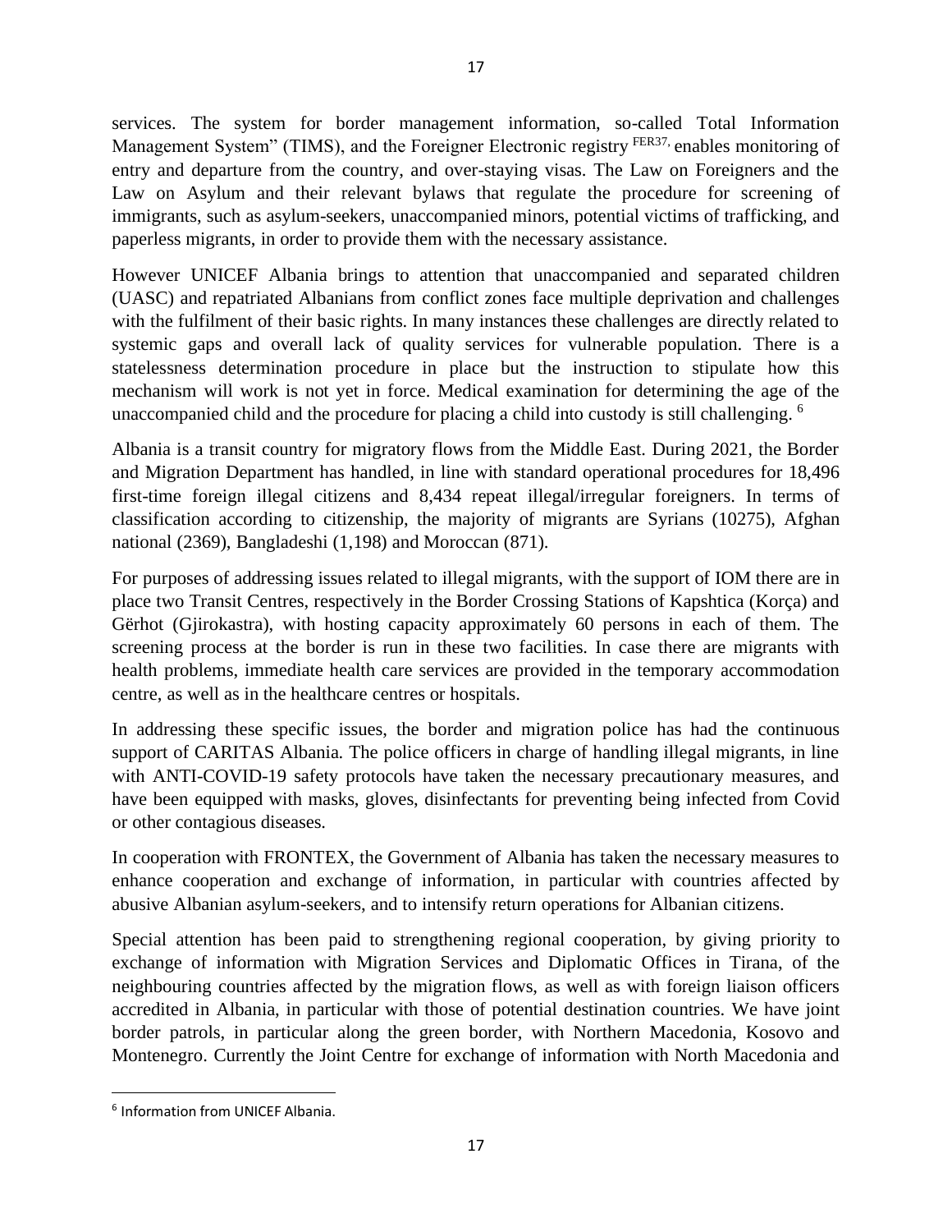services. The system for border management information, so-called Total Information Management System" (TIMS), and the Foreigner Electronic registry [FER37,] enables monitoring of entry and departure from the country, and over-staying visas. The Law on Foreigners and the Law on Asylum and their relevant bylaws that regulate the procedure for screening of immigrants, such as asylum-seekers, unaccompanied minors, potential victims of trafficking, and paperless migrants, in order to provide them with the necessary assistance.

However UNICEF Albania brings to attention that unaccompanied and separated children (UASC) and repatriated Albanians from conflict zones face multiple deprivation and challenges with the fulfilment of their basic rights. In many instances these challenges are directly related to systemic gaps and overall lack of quality services for vulnerable population. There is a statelessness determination procedure in place but the instruction to stipulate how this mechanism will work is not yet in force. Medical examination for determining the age of the unaccompanied child and the procedure for placing a child into custody is still challenging. [6]

Albania is a transit country for migratory flows from the Middle East. During 2021, the Border and Migration Department has handled, in line with standard operational procedures for 18,496 first-time foreign illegal citizens and 8,434 repeat illegal/irregular foreigners. In terms of classification according to citizenship, the majority of migrants are Syrians (10275), Afghan national (2369), Bangladeshi (1,198) and Moroccan (871).

For purposes of addressing issues related to illegal migrants, with the support of IOM there are in place two Transit Centres, respectively in the Border Crossing Stations of Kapshtica (Korça) and Gërhot (Gjirokastra), with hosting capacity approximately 60 persons in each of them. The screening process at the border is run in these two facilities. In case there are migrants with health problems, immediate health care services are provided in the temporary accommodation centre, as well as in the healthcare centres or hospitals.

In addressing these specific issues, the border and migration police has had the continuous support of CARITAS Albania. The police officers in charge of handling illegal migrants, in line with ANTI-COVID-19 safety protocols have taken the necessary precautionary measures, and have been equipped with masks, gloves, disinfectants for preventing being infected from Covid or other contagious diseases.

In cooperation with FRONTEX, the Government of Albania has taken the necessary measures to enhance cooperation and exchange of information, in particular with countries affected by abusive Albanian asylum-seekers, and to intensify return operations for Albanian citizens.

Special attention has been paid to strengthening regional cooperation, by giving priority to exchange of information with Migration Services and Diplomatic Offices in Tirana, of the neighbouring countries affected by the migration flows, as well as with foreign liaison officers accredited in Albania, in particular with those of potential destination countries. We have joint border patrols, in particular along the green border, with Northern Macedonia, Kosovo and Montenegro. Currently the Joint Centre for exchange of information with North Macedonia and

---

[6] Information from UNICEF Albania.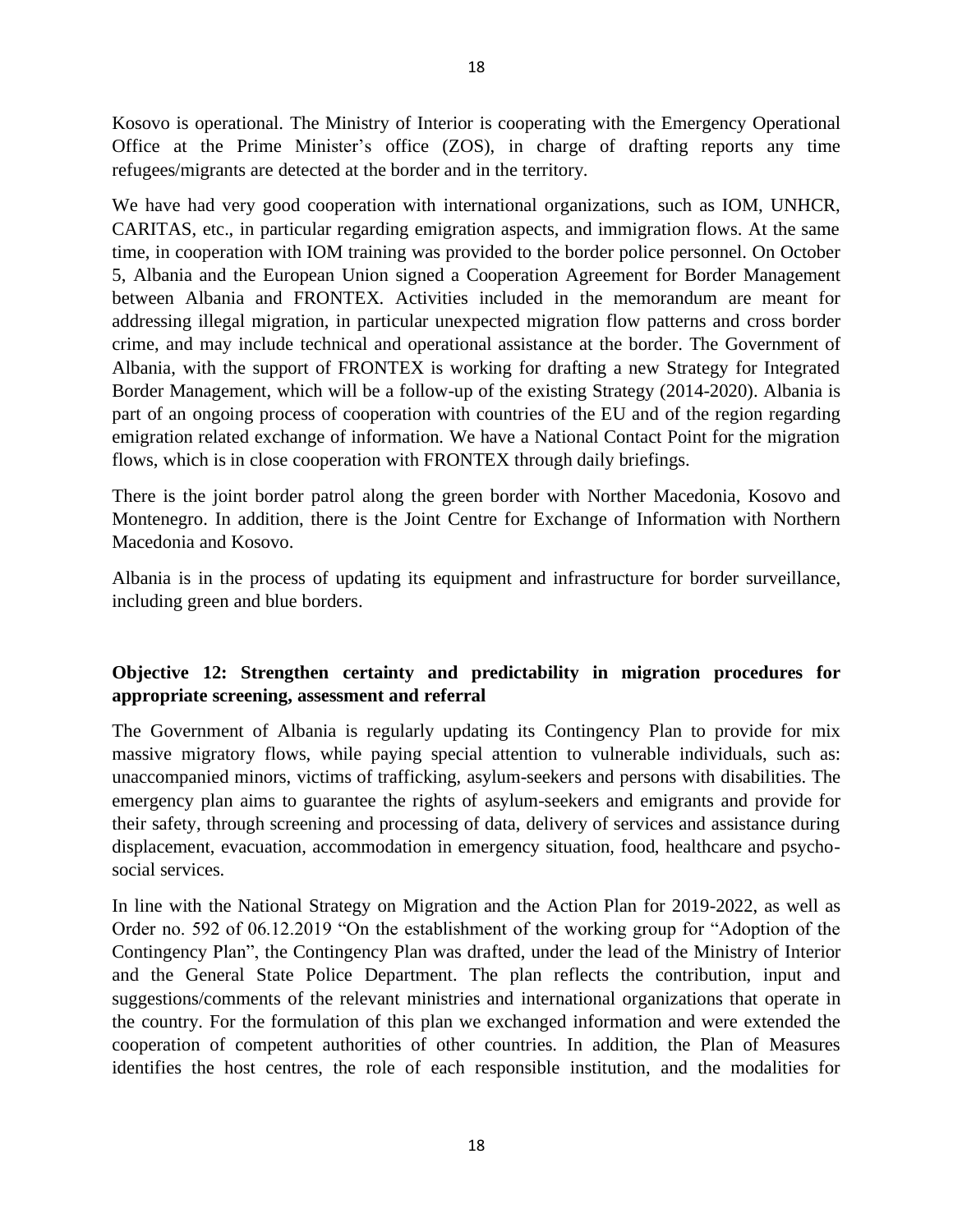Kosovo is operational. The Ministry of Interior is cooperating with the Emergency Operational Office at the Prime Minister's office (ZOS), in charge of drafting reports any time refugees/migrants are detected at the border and in the territory.

We have had very good cooperation with international organizations, such as IOM, UNHCR, CARITAS, etc., in particular regarding emigration aspects, and immigration flows. At the same time, in cooperation with IOM training was provided to the border police personnel. On October 5, Albania and the European Union signed a Cooperation Agreement for Border Management between Albania and FRONTEX. Activities included in the memorandum are meant for addressing illegal migration, in particular unexpected migration flow patterns and cross border crime, and may include technical and operational assistance at the border. The Government of Albania, with the support of FRONTEX is working for drafting a new Strategy for Integrated Border Management, which will be a follow-up of the existing Strategy (2014-2020). Albania is part of an ongoing process of cooperation with countries of the EU and of the region regarding emigration related exchange of information. We have a National Contact Point for the migration flows, which is in close cooperation with FRONTEX through daily briefings.

There is the joint border patrol along the green border with Norther Macedonia, Kosovo and Montenegro. In addition, there is the Joint Centre for Exchange of Information with Northern Macedonia and Kosovo.

Albania is in the process of updating its equipment and infrastructure for border surveillance, including green and blue borders.

**Objective 12: Strengthen certainty and predictability in migration procedures for appropriate screening, assessment and referral**

The Government of Albania is regularly updating its Contingency Plan to provide for mix massive migratory flows, while paying special attention to vulnerable individuals, such as: unaccompanied minors, victims of trafficking, asylum-seekers and persons with disabilities. The emergency plan aims to guarantee the rights of asylum-seekers and emigrants and provide for their safety, through screening and processing of data, delivery of services and assistance during displacement, evacuation, accommodation in emergency situation, food, healthcare and psycho-social services.

In line with the National Strategy on Migration and the Action Plan for 2019-2022, as well as Order no. 592 of 06.12.2019 "On the establishment of the working group for "Adoption of the Contingency Plan", the Contingency Plan was drafted, under the lead of the Ministry of Interior and the General State Police Department. The plan reflects the contribution, input and suggestions/comments of the relevant ministries and international organizations that operate in the country. For the formulation of this plan we exchanged information and were extended the cooperation of competent authorities of other countries. In addition, the Plan of Measures identifies the host centres, the role of each responsible institution, and the modalities for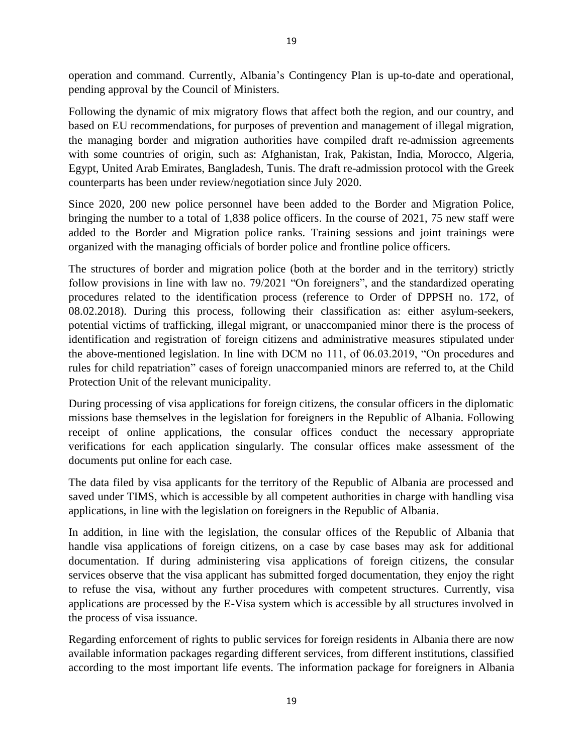operation and command. Currently, Albania's Contingency Plan is up-to-date and operational, pending approval by the Council of Ministers.

Following the dynamic of mix migratory flows that affect both the region, and our country, and based on EU recommendations, for purposes of prevention and management of illegal migration, the managing border and migration authorities have compiled draft re-admission agreements with some countries of origin, such as: Afghanistan, Irak, Pakistan, India, Morocco, Algeria, Egypt, United Arab Emirates, Bangladesh, Tunis. The draft re-admission protocol with the Greek counterparts has been under review/negotiation since July 2020.

Since 2020, 200 new police personnel have been added to the Border and Migration Police, bringing the number to a total of 1,838 police officers. In the course of 2021, 75 new staff were added to the Border and Migration police ranks. Training sessions and joint trainings were organized with the managing officials of border police and frontline police officers.

The structures of border and migration police (both at the border and in the territory) strictly follow provisions in line with law no. 79/2021 "On foreigners", and the standardized operating procedures related to the identification process (reference to Order of DPPSH no. 172, of 08.02.2018). During this process, following their classification as: either asylum-seekers, potential victims of trafficking, illegal migrant, or unaccompanied minor there is the process of identification and registration of foreign citizens and administrative measures stipulated under the above-mentioned legislation. In line with DCM no 111, of 06.03.2019, "On procedures and rules for child repatriation" cases of foreign unaccompanied minors are referred to, at the Child Protection Unit of the relevant municipality.

During processing of visa applications for foreign citizens, the consular officers in the diplomatic missions base themselves in the legislation for foreigners in the Republic of Albania. Following receipt of online applications, the consular offices conduct the necessary appropriate verifications for each application singularly. The consular offices make assessment of the documents put online for each case.

The data filed by visa applicants for the territory of the Republic of Albania are processed and saved under TIMS, which is accessible by all competent authorities in charge with handling visa applications, in line with the legislation on foreigners in the Republic of Albania.

In addition, in line with the legislation, the consular offices of the Republic of Albania that handle visa applications of foreign citizens, on a case by case bases may ask for additional documentation. If during administering visa applications of foreign citizens, the consular services observe that the visa applicant has submitted forged documentation, they enjoy the right to refuse the visa, without any further procedures with competent structures. Currently, visa applications are processed by the E-Visa system which is accessible by all structures involved in the process of visa issuance.

Regarding enforcement of rights to public services for foreign residents in Albania there are now available information packages regarding different services, from different institutions, classified according to the most important life events. The information package for foreigners in Albania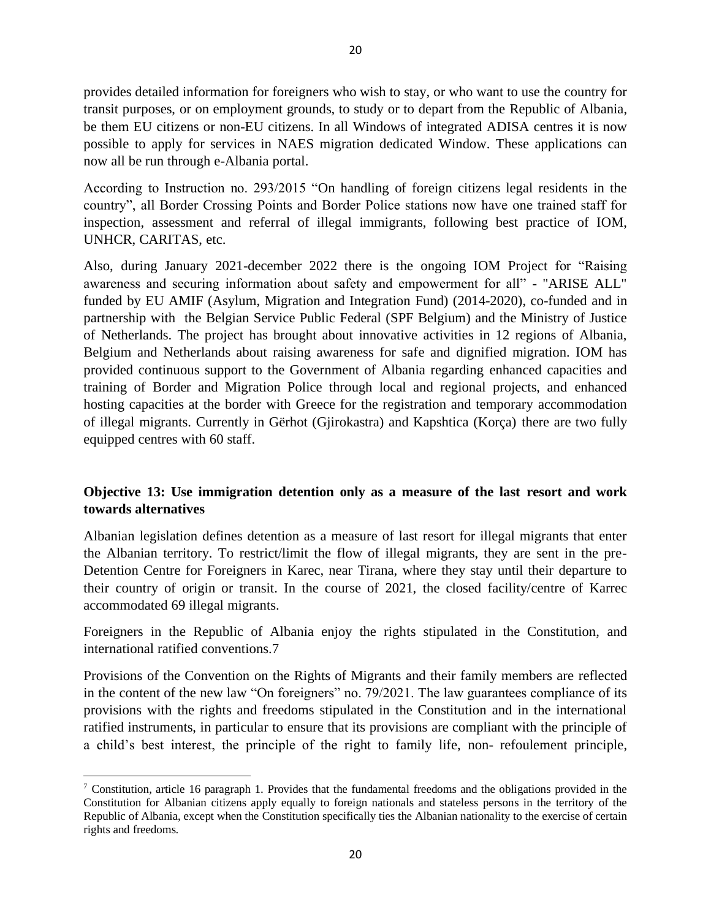provides detailed information for foreigners who wish to stay, or who want to use the country for transit purposes, or on employment grounds, to study or to depart from the Republic of Albania, be them EU citizens or non-EU citizens. In all Windows of integrated ADISA centres it is now possible to apply for services in NAES migration dedicated Window. These applications can now all be run through e-Albania portal.

According to Instruction no. 293/2015 "On handling of foreign citizens legal residents in the country", all Border Crossing Points and Border Police stations now have one trained staff for inspection, assessment and referral of illegal immigrants, following best practice of IOM, UNHCR, CARITAS, etc.

Also, during January 2021-december 2022 there is the ongoing IOM Project for "Raising awareness and securing information about safety and empowerment for all" - "ARISE ALL" funded by EU AMIF (Asylum, Migration and Integration Fund) (2014-2020), co-funded and in partnership with the Belgian Service Public Federal (SPF Belgium) and the Ministry of Justice of Netherlands. The project has brought about innovative activities in 12 regions of Albania, Belgium and Netherlands about raising awareness for safe and dignified migration. IOM has provided continuous support to the Government of Albania regarding enhanced capacities and training of Border and Migration Police through local and regional projects, and enhanced hosting capacities at the border with Greece for the registration and temporary accommodation of illegal migrants. Currently in Gërhot (Gjirokastra) and Kapshtica (Korça) there are two fully equipped centres with 60 staff.

**Objective 13: Use immigration detention only as a measure of the last resort and work towards alternatives**

Albanian legislation defines detention as a measure of last resort for illegal migrants that enter the Albanian territory. To restrict/limit the flow of illegal migrants, they are sent in the pre-Detention Centre for Foreigners in Karec, near Tirana, where they stay until their departure to their country of origin or transit. In the course of 2021, the closed facility/centre of Karrec accommodated 69 illegal migrants.

Foreigners in the Republic of Albania enjoy the rights stipulated in the Constitution, and international ratified conventions.7

Provisions of the Convention on the Rights of Migrants and their family members are reflected in the content of the new law "On foreigners" no. 79/2021. The law guarantees compliance of its provisions with the rights and freedoms stipulated in the Constitution and in the international ratified instruments, in particular to ensure that its provisions are compliant with the principle of a child's best interest, the principle of the right to family life, non- refoulement principle,

---

[7] Constitution, article 16 paragraph 1. Provides that the fundamental freedoms and the obligations provided in the Constitution for Albanian citizens apply equally to foreign nationals and stateless persons in the territory of the Republic of Albania, except when the Constitution specifically ties the Albanian nationality to the exercise of certain rights and freedoms.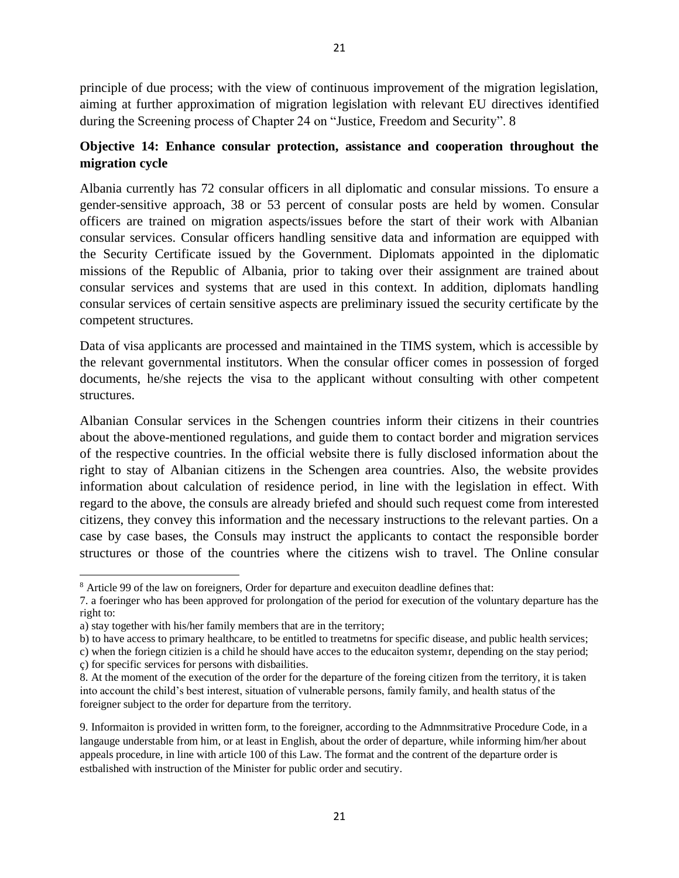principle of due process; with the view of continuous improvement of the migration legislation, aiming at further approximation of migration legislation with relevant EU directives identified during the Screening process of Chapter 24 on "Justice, Freedom and Security". 8

**Objective 14: Enhance consular protection, assistance and cooperation throughout the migration cycle**

Albania currently has 72 consular officers in all diplomatic and consular missions. To ensure a gender-sensitive approach, 38 or 53 percent of consular posts are held by women. Consular officers are trained on migration aspects/issues before the start of their work with Albanian consular services. Consular officers handling sensitive data and information are equipped with the Security Certificate issued by the Government. Diplomats appointed in the diplomatic missions of the Republic of Albania, prior to taking over their assignment are trained about consular services and systems that are used in this context. In addition, diplomats handling consular services of certain sensitive aspects are preliminary issued the security certificate by the competent structures.

Data of visa applicants are processed and maintained in the TIMS system, which is accessible by the relevant governmental institutors. When the consular officer comes in possession of forged documents, he/she rejects the visa to the applicant without consulting with other competent structures.

Albanian Consular services in the Schengen countries inform their citizens in their countries about the above-mentioned regulations, and guide them to contact border and migration services of the respective countries. In the official website there is fully disclosed information about the right to stay of Albanian citizens in the Schengen area countries. Also, the website provides information about calculation of residence period, in line with the legislation in effect. With regard to the above, the consuls are already briefed and should such request come from interested citizens, they convey this information and the necessary instructions to the relevant parties. On a case by case bases, the Consuls may instruct the applicants to contact the responsible border structures or those of the countries where the citizens wish to travel. The Online consular

---

[8] Article 99 of the law on foreigners, Order for departure and execuiton deadline defines that:

7. a foeringer who has been approved for prolongation of the period for execution of the voluntary departure has the right to:

a) stay together with his/her family members that are in the territory;

b) to have access to primary healthcare, to be entitled to treatmetns for specific disease, and public health services;

c) when the foriegn citizien is a child he should have acces to the educaiton systemr, depending on the stay period;

ç) for specific services for persons with disbailities.

8. At the moment of the execution of the order for the departure of the foreing citizen from the territory, it is taken into account the child's best interest, situation of vulnerable persons, family family, and health status of the foreigner subject to the order for departure from the territory.

9. Informaiton is provided in written form, to the foreigner, according to the Admnmsitrative Procedure Code, in a langauge understable from him, or at least in English, about the order of departure, while informing him/her about appeals procedure, in line with article 100 of this Law. The format and the contrent of the departure order is estbalished with instruction of the Minister for public order and secutiry.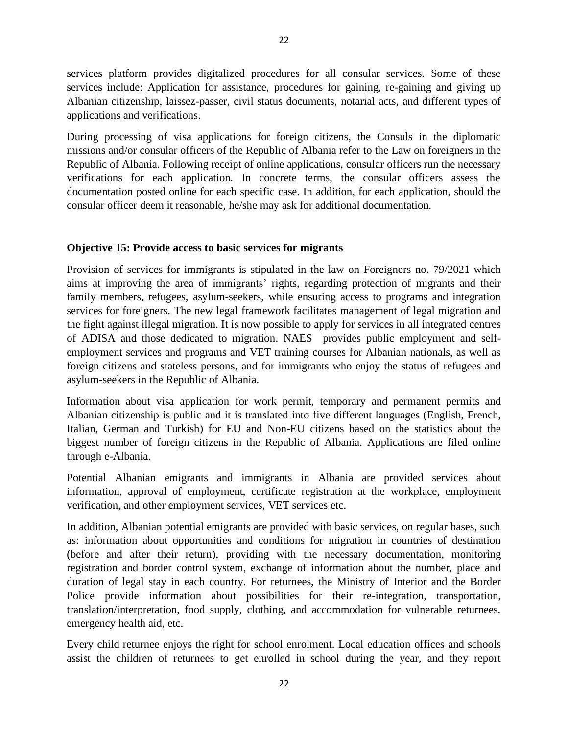services platform provides digitalized procedures for all consular services. Some of these services include: Application for assistance, procedures for gaining, re-gaining and giving up Albanian citizenship, laissez-passer, civil status documents, notarial acts, and different types of applications and verifications.

During processing of visa applications for foreign citizens, the Consuls in the diplomatic missions and/or consular officers of the Republic of Albania refer to the Law on foreigners in the Republic of Albania. Following receipt of online applications, consular officers run the necessary verifications for each application. In concrete terms, the consular officers assess the documentation posted online for each specific case. In addition, for each application, should the consular officer deem it reasonable, he/she may ask for additional documentation.

**Objective 15: Provide access to basic services for migrants**

Provision of services for immigrants is stipulated in the law on Foreigners no. 79/2021 which aims at improving the area of immigrants' rights, regarding protection of migrants and their family members, refugees, asylum-seekers, while ensuring access to programs and integration services for foreigners. The new legal framework facilitates management of legal migration and the fight against illegal migration. It is now possible to apply for services in all integrated centres of ADISA and those dedicated to migration. NAES provides public employment and self-employment services and programs and VET training courses for Albanian nationals, as well as foreign citizens and stateless persons, and for immigrants who enjoy the status of refugees and asylum-seekers in the Republic of Albania.

Information about visa application for work permit, temporary and permanent permits and Albanian citizenship is public and it is translated into five different languages (English, French, Italian, German and Turkish) for EU and Non-EU citizens based on the statistics about the biggest number of foreign citizens in the Republic of Albania. Applications are filed online through e-Albania.

Potential Albanian emigrants and immigrants in Albania are provided services about information, approval of employment, certificate registration at the workplace, employment verification, and other employment services, VET services etc.

In addition, Albanian potential emigrants are provided with basic services, on regular bases, such as: information about opportunities and conditions for migration in countries of destination (before and after their return), providing with the necessary documentation, monitoring registration and border control system, exchange of information about the number, place and duration of legal stay in each country. For returnees, the Ministry of Interior and the Border Police provide information about possibilities for their re-integration, transportation, translation/interpretation, food supply, clothing, and accommodation for vulnerable returnees, emergency health aid, etc.

Every child returnee enjoys the right for school enrolment. Local education offices and schools assist the children of returnees to get enrolled in school during the year, and they report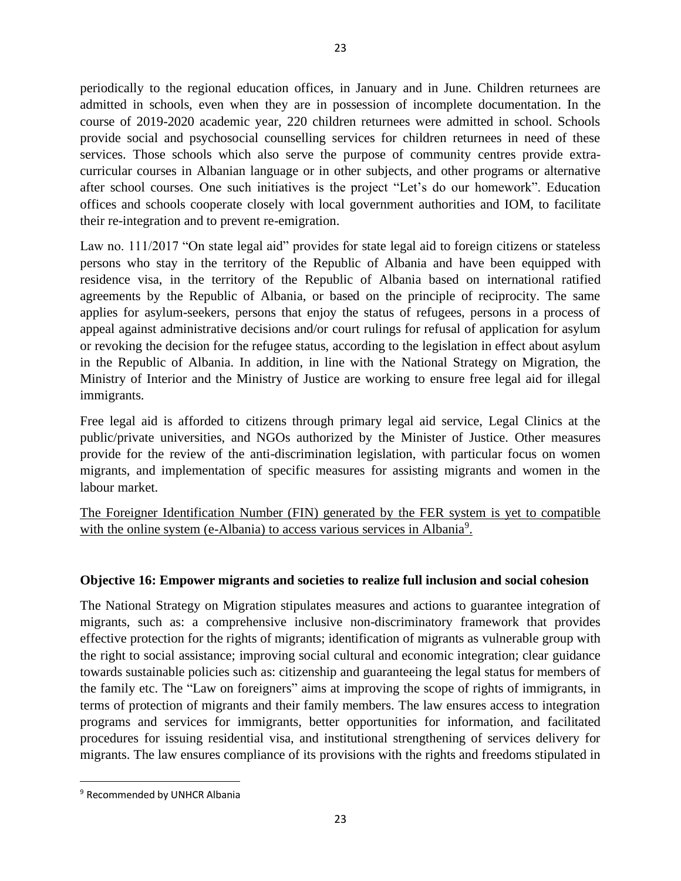periodically to the regional education offices, in January and in June. Children returnees are admitted in schools, even when they are in possession of incomplete documentation. In the course of 2019-2020 academic year, 220 children returnees were admitted in school. Schools provide social and psychosocial counselling services for children returnees in need of these services. Those schools which also serve the purpose of community centres provide extra-curricular courses in Albanian language or in other subjects, and other programs or alternative after school courses. One such initiatives is the project "Let's do our homework". Education offices and schools cooperate closely with local government authorities and IOM, to facilitate their re-integration and to prevent re-emigration.

Law no. 111/2017 "On state legal aid" provides for state legal aid to foreign citizens or stateless persons who stay in the territory of the Republic of Albania and have been equipped with residence visa, in the territory of the Republic of Albania based on international ratified agreements by the Republic of Albania, or based on the principle of reciprocity. The same applies for asylum-seekers, persons that enjoy the status of refugees, persons in a process of appeal against administrative decisions and/or court rulings for refusal of application for asylum or revoking the decision for the refugee status, according to the legislation in effect about asylum in the Republic of Albania. In addition, in line with the National Strategy on Migration, the Ministry of Interior and the Ministry of Justice are working to ensure free legal aid for illegal immigrants.

Free legal aid is afforded to citizens through primary legal aid service, Legal Clinics at the public/private universities, and NGOs authorized by the Minister of Justice. Other measures provide for the review of the anti-discrimination legislation, with particular focus on women migrants, and implementation of specific measures for assisting migrants and women in the labour market.

<u>The Foreigner Identification Number (FIN) generated by the FER system is yet to compatible with the online system (e-Albania) to access various services in Albania[9].</u>

**Objective 16: Empower migrants and societies to realize full inclusion and social cohesion**

The National Strategy on Migration stipulates measures and actions to guarantee integration of migrants, such as: a comprehensive inclusive non-discriminatory framework that provides effective protection for the rights of migrants; identification of migrants as vulnerable group with the right to social assistance; improving social cultural and economic integration; clear guidance towards sustainable policies such as: citizenship and guaranteeing the legal status for members of the family etc. The "Law on foreigners" aims at improving the scope of rights of immigrants, in terms of protection of migrants and their family members. The law ensures access to integration programs and services for immigrants, better opportunities for information, and facilitated procedures for issuing residential visa, and institutional strengthening of services delivery for migrants. The law ensures compliance of its provisions with the rights and freedoms stipulated in

[9] Recommended by UNHCR Albania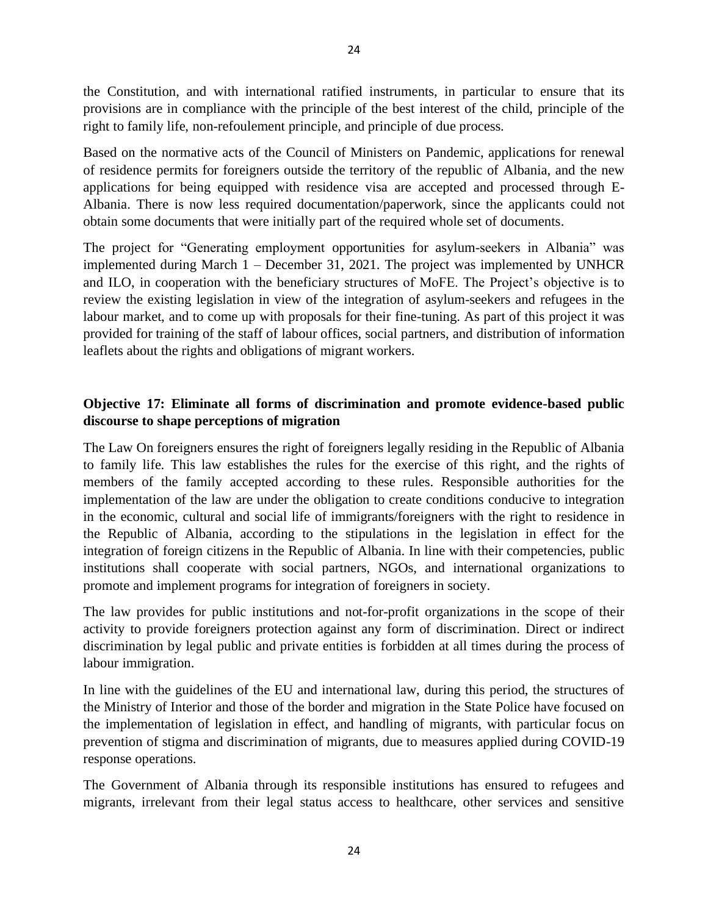the Constitution, and with international ratified instruments, in particular to ensure that its provisions are in compliance with the principle of the best interest of the child, principle of the right to family life, non-refoulement principle, and principle of due process.

Based on the normative acts of the Council of Ministers on Pandemic, applications for renewal of residence permits for foreigners outside the territory of the republic of Albania, and the new applications for being equipped with residence visa are accepted and processed through E-Albania. There is now less required documentation/paperwork, since the applicants could not obtain some documents that were initially part of the required whole set of documents.

The project for "Generating employment opportunities for asylum-seekers in Albania" was implemented during March 1 – December 31, 2021. The project was implemented by UNHCR and ILO, in cooperation with the beneficiary structures of MoFE. The Project's objective is to review the existing legislation in view of the integration of asylum-seekers and refugees in the labour market, and to come up with proposals for their fine-tuning. As part of this project it was provided for training of the staff of labour offices, social partners, and distribution of information leaflets about the rights and obligations of migrant workers.

### Objective 17: Eliminate all forms of discrimination and promote evidence-based public discourse to shape perceptions of migration

The Law On foreigners ensures the right of foreigners legally residing in the Republic of Albania to family life. This law establishes the rules for the exercise of this right, and the rights of members of the family accepted according to these rules. Responsible authorities for the implementation of the law are under the obligation to create conditions conducive to integration in the economic, cultural and social life of immigrants/foreigners with the right to residence in the Republic of Albania, according to the stipulations in the legislation in effect for the integration of foreign citizens in the Republic of Albania. In line with their competencies, public institutions shall cooperate with social partners, NGOs, and international organizations to promote and implement programs for integration of foreigners in society.

The law provides for public institutions and not-for-profit organizations in the scope of their activity to provide foreigners protection against any form of discrimination. Direct or indirect discrimination by legal public and private entities is forbidden at all times during the process of labour immigration.

In line with the guidelines of the EU and international law, during this period, the structures of the Ministry of Interior and those of the border and migration in the State Police have focused on the implementation of legislation in effect, and handling of migrants, with particular focus on prevention of stigma and discrimination of migrants, due to measures applied during COVID-19 response operations.

The Government of Albania through its responsible institutions has ensured to refugees and migrants, irrelevant from their legal status access to healthcare, other services and sensitive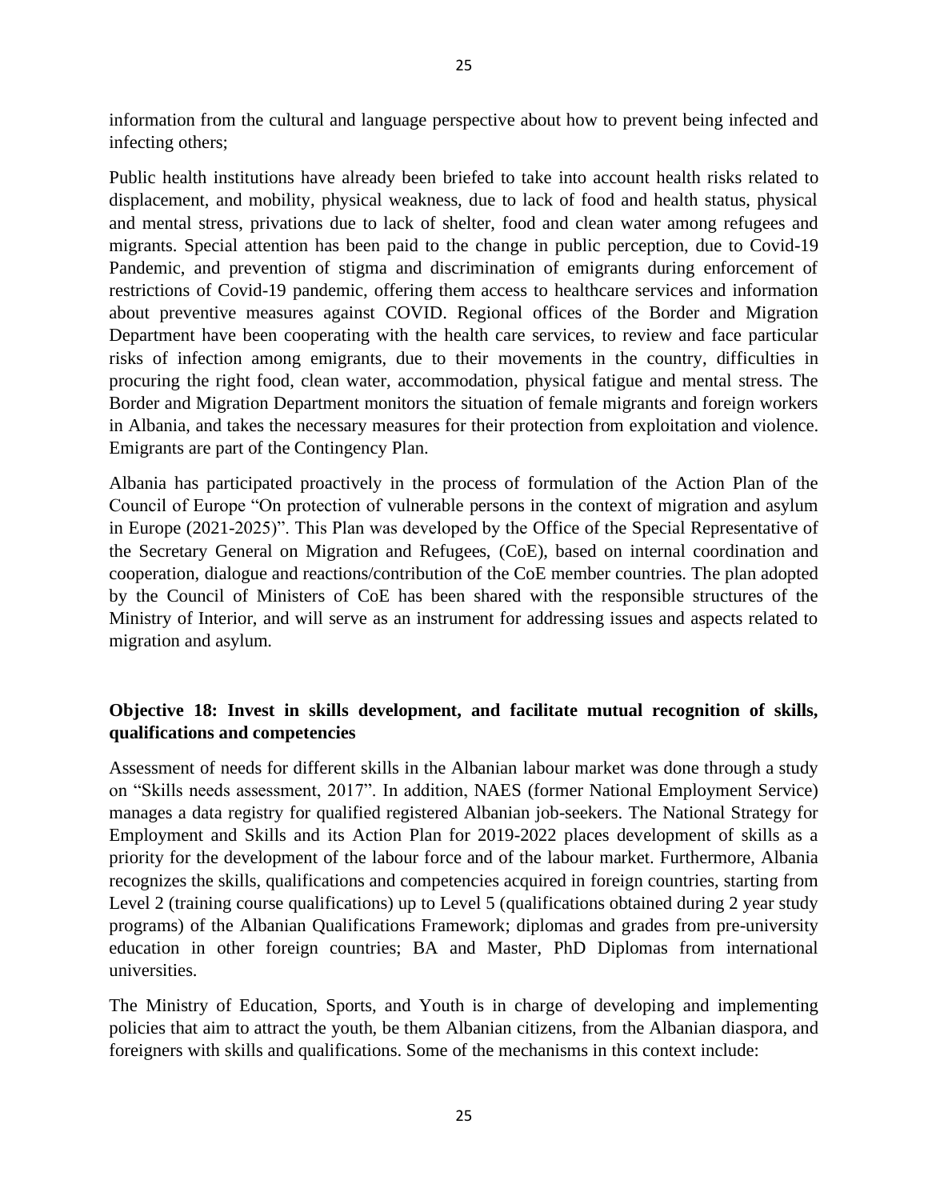information from the cultural and language perspective about how to prevent being infected and infecting others;

Public health institutions have already been briefed to take into account health risks related to displacement, and mobility, physical weakness, due to lack of food and health status, physical and mental stress, privations due to lack of shelter, food and clean water among refugees and migrants. Special attention has been paid to the change in public perception, due to Covid-19 Pandemic, and prevention of stigma and discrimination of emigrants during enforcement of restrictions of Covid-19 pandemic, offering them access to healthcare services and information about preventive measures against COVID. Regional offices of the Border and Migration Department have been cooperating with the health care services, to review and face particular risks of infection among emigrants, due to their movements in the country, difficulties in procuring the right food, clean water, accommodation, physical fatigue and mental stress. The Border and Migration Department monitors the situation of female migrants and foreign workers in Albania, and takes the necessary measures for their protection from exploitation and violence. Emigrants are part of the Contingency Plan.

Albania has participated proactively in the process of formulation of the Action Plan of the Council of Europe "On protection of vulnerable persons in the context of migration and asylum in Europe (2021-2025)". This Plan was developed by the Office of the Special Representative of the Secretary General on Migration and Refugees, (CoE), based on internal coordination and cooperation, dialogue and reactions/contribution of the CoE member countries. The plan adopted by the Council of Ministers of CoE has been shared with the responsible structures of the Ministry of Interior, and will serve as an instrument for addressing issues and aspects related to migration and asylum.

### Objective 18: Invest in skills development, and facilitate mutual recognition of skills, qualifications and competencies

Assessment of needs for different skills in the Albanian labour market was done through a study on "Skills needs assessment, 2017". In addition, NAES (former National Employment Service) manages a data registry for qualified registered Albanian job-seekers. The National Strategy for Employment and Skills and its Action Plan for 2019-2022 places development of skills as a priority for the development of the labour force and of the labour market. Furthermore, Albania recognizes the skills, qualifications and competencies acquired in foreign countries, starting from Level 2 (training course qualifications) up to Level 5 (qualifications obtained during 2 year study programs) of the Albanian Qualifications Framework; diplomas and grades from pre-university education in other foreign countries; BA and Master, PhD Diplomas from international universities.

The Ministry of Education, Sports, and Youth is in charge of developing and implementing policies that aim to attract the youth, be them Albanian citizens, from the Albanian diaspora, and foreigners with skills and qualifications. Some of the mechanisms in this context include: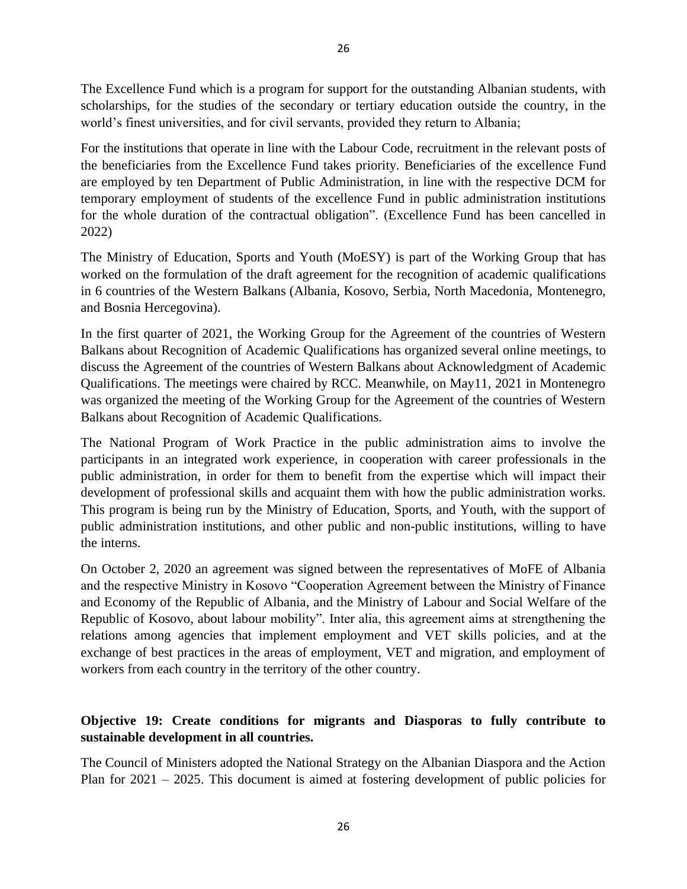The Excellence Fund which is a program for support for the outstanding Albanian students, with scholarships, for the studies of the secondary or tertiary education outside the country, in the world's finest universities, and for civil servants, provided they return to Albania;

For the institutions that operate in line with the Labour Code, recruitment in the relevant posts of the beneficiaries from the Excellence Fund takes priority. Beneficiaries of the excellence Fund are employed by ten Department of Public Administration, in line with the respective DCM for temporary employment of students of the excellence Fund in public administration institutions for the whole duration of the contractual obligation". (Excellence Fund has been cancelled in 2022)

The Ministry of Education, Sports and Youth (MoESY) is part of the Working Group that has worked on the formulation of the draft agreement for the recognition of academic qualifications in 6 countries of the Western Balkans (Albania, Kosovo, Serbia, North Macedonia, Montenegro, and Bosnia Hercegovina).

In the first quarter of 2021, the Working Group for the Agreement of the countries of Western Balkans about Recognition of Academic Qualifications has organized several online meetings, to discuss the Agreement of the countries of Western Balkans about Acknowledgment of Academic Qualifications. The meetings were chaired by RCC. Meanwhile, on May11, 2021 in Montenegro was organized the meeting of the Working Group for the Agreement of the countries of Western Balkans about Recognition of Academic Qualifications.

The National Program of Work Practice in the public administration aims to involve the participants in an integrated work experience, in cooperation with career professionals in the public administration, in order for them to benefit from the expertise which will impact their development of professional skills and acquaint them with how the public administration works. This program is being run by the Ministry of Education, Sports, and Youth, with the support of public administration institutions, and other public and non-public institutions, willing to have the interns.

On October 2, 2020 an agreement was signed between the representatives of MoFE of Albania and the respective Ministry in Kosovo "Cooperation Agreement between the Ministry of Finance and Economy of the Republic of Albania, and the Ministry of Labour and Social Welfare of the Republic of Kosovo, about labour mobility". Inter alia, this agreement aims at strengthening the relations among agencies that implement employment and VET skills policies, and at the exchange of best practices in the areas of employment, VET and migration, and employment of workers from each country in the territory of the other country.

**Objective 19: Create conditions for migrants and Diasporas to fully contribute to sustainable development in all countries.**

The Council of Ministers adopted the National Strategy on the Albanian Diaspora and the Action Plan for 2021 – 2025. This document is aimed at fostering development of public policies for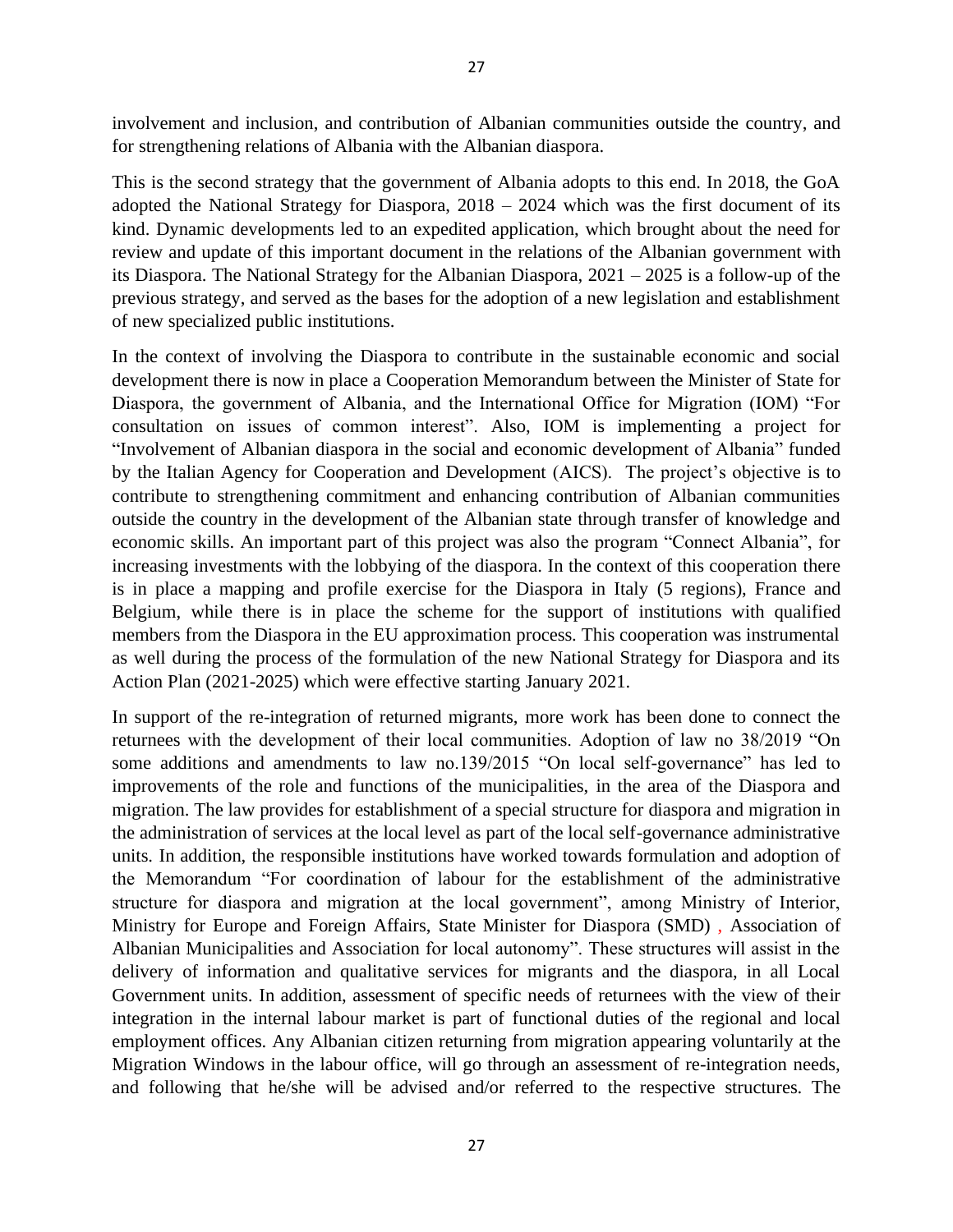involvement and inclusion, and contribution of Albanian communities outside the country, and for strengthening relations of Albania with the Albanian diaspora.

This is the second strategy that the government of Albania adopts to this end. In 2018, the GoA adopted the National Strategy for Diaspora, 2018 – 2024 which was the first document of its kind. Dynamic developments led to an expedited application, which brought about the need for review and update of this important document in the relations of the Albanian government with its Diaspora. The National Strategy for the Albanian Diaspora, 2021 – 2025 is a follow-up of the previous strategy, and served as the bases for the adoption of a new legislation and establishment of new specialized public institutions.

In the context of involving the Diaspora to contribute in the sustainable economic and social development there is now in place a Cooperation Memorandum between the Minister of State for Diaspora, the government of Albania, and the International Office for Migration (IOM) "For consultation on issues of common interest". Also, IOM is implementing a project for "Involvement of Albanian diaspora in the social and economic development of Albania" funded by the Italian Agency for Cooperation and Development (AICS). The project's objective is to contribute to strengthening commitment and enhancing contribution of Albanian communities outside the country in the development of the Albanian state through transfer of knowledge and economic skills. An important part of this project was also the program "Connect Albania", for increasing investments with the lobbying of the diaspora. In the context of this cooperation there is in place a mapping and profile exercise for the Diaspora in Italy (5 regions), France and Belgium, while there is in place the scheme for the support of institutions with qualified members from the Diaspora in the EU approximation process. This cooperation was instrumental as well during the process of the formulation of the new National Strategy for Diaspora and its Action Plan (2021-2025) which were effective starting January 2021.

In support of the re-integration of returned migrants, more work has been done to connect the returnees with the development of their local communities. Adoption of law no 38/2019 "On some additions and amendments to law no.139/2015 "On local self-governance" has led to improvements of the role and functions of the municipalities, in the area of the Diaspora and migration. The law provides for establishment of a special structure for diaspora and migration in the administration of services at the local level as part of the local self-governance administrative units. In addition, the responsible institutions have worked towards formulation and adoption of the Memorandum "For coordination of labour for the establishment of the administrative structure for diaspora and migration at the local government", among Ministry of Interior, Ministry for Europe and Foreign Affairs, State Minister for Diaspora (SMD) , Association of Albanian Municipalities and Association for local autonomy". These structures will assist in the delivery of information and qualitative services for migrants and the diaspora, in all Local Government units. In addition, assessment of specific needs of returnees with the view of their integration in the internal labour market is part of functional duties of the regional and local employment offices. Any Albanian citizen returning from migration appearing voluntarily at the Migration Windows in the labour office, will go through an assessment of re-integration needs, and following that he/she will be advised and/or referred to the respective structures. The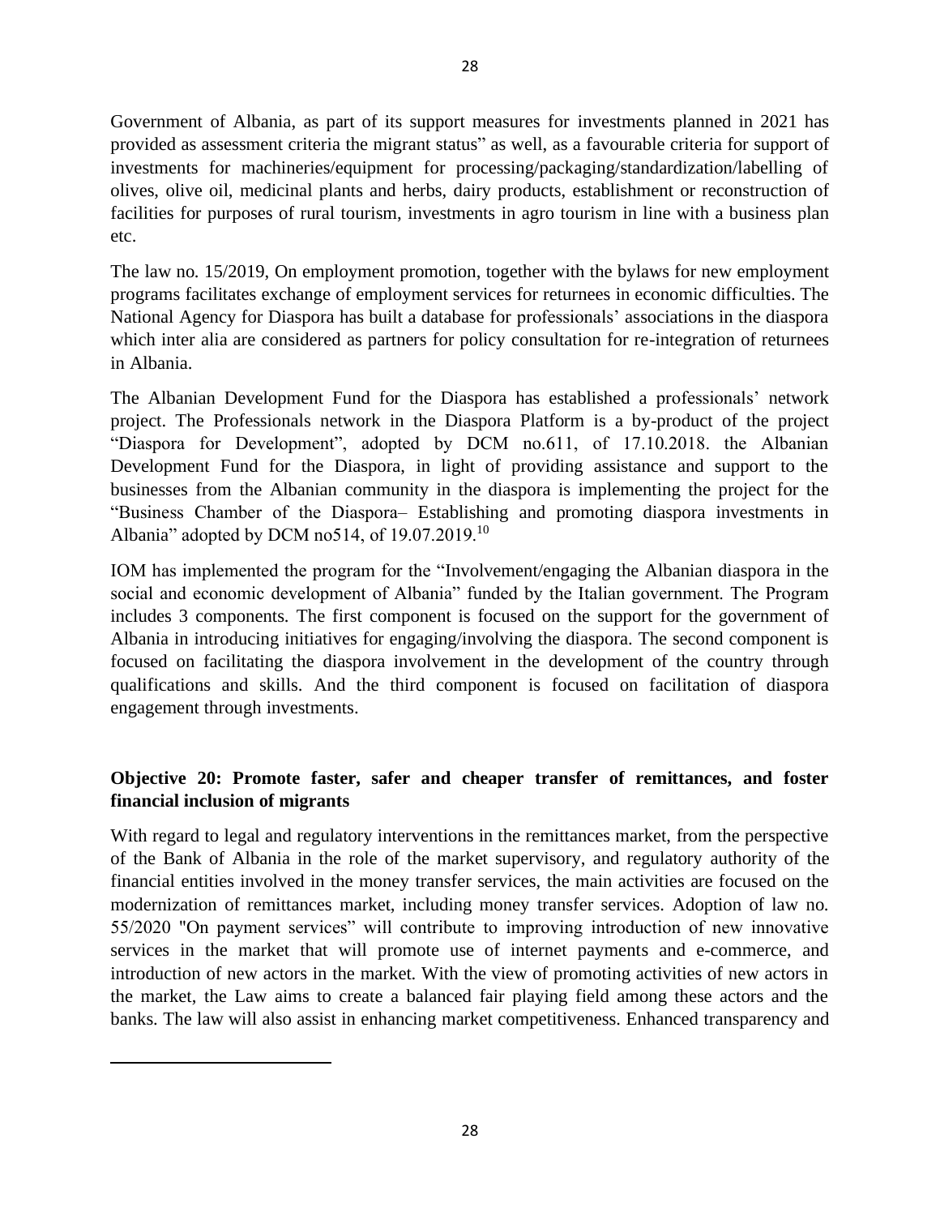Government of Albania, as part of its support measures for investments planned in 2021 has provided as assessment criteria the migrant status" as well, as a favourable criteria for support of investments for machineries/equipment for processing/packaging/standardization/labelling of olives, olive oil, medicinal plants and herbs, dairy products, establishment or reconstruction of facilities for purposes of rural tourism, investments in agro tourism in line with a business plan etc.

The law no. 15/2019, On employment promotion, together with the bylaws for new employment programs facilitates exchange of employment services for returnees in economic difficulties. The National Agency for Diaspora has built a database for professionals' associations in the diaspora which inter alia are considered as partners for policy consultation for re-integration of returnees in Albania.

The Albanian Development Fund for the Diaspora has established a professionals' network project. The Professionals network in the Diaspora Platform is a by-product of the project "Diaspora for Development", adopted by DCM no.611, of 17.10.2018. the Albanian Development Fund for the Diaspora, in light of providing assistance and support to the businesses from the Albanian community in the diaspora is implementing the project for the "Business Chamber of the Diaspora– Establishing and promoting diaspora investments in Albania" adopted by DCM no514, of 19.07.2019.[10]

IOM has implemented the program for the "Involvement/engaging the Albanian diaspora in the social and economic development of Albania" funded by the Italian government. The Program includes 3 components. The first component is focused on the support for the government of Albania in introducing initiatives for engaging/involving the diaspora. The second component is focused on facilitating the diaspora involvement in the development of the country through qualifications and skills. And the third component is focused on facilitation of diaspora engagement through investments.

### Objective 20: Promote faster, safer and cheaper transfer of remittances, and foster financial inclusion of migrants

With regard to legal and regulatory interventions in the remittances market, from the perspective of the Bank of Albania in the role of the market supervisory, and regulatory authority of the financial entities involved in the money transfer services, the main activities are focused on the modernization of remittances market, including money transfer services. Adoption of law no. 55/2020 "On payment services" will contribute to improving introduction of new innovative services in the market that will promote use of internet payments and e-commerce, and introduction of new actors in the market. With the view of promoting activities of new actors in the market, the Law aims to create a balanced fair playing field among these actors and the banks. The law will also assist in enhancing market competitiveness. Enhanced transparency and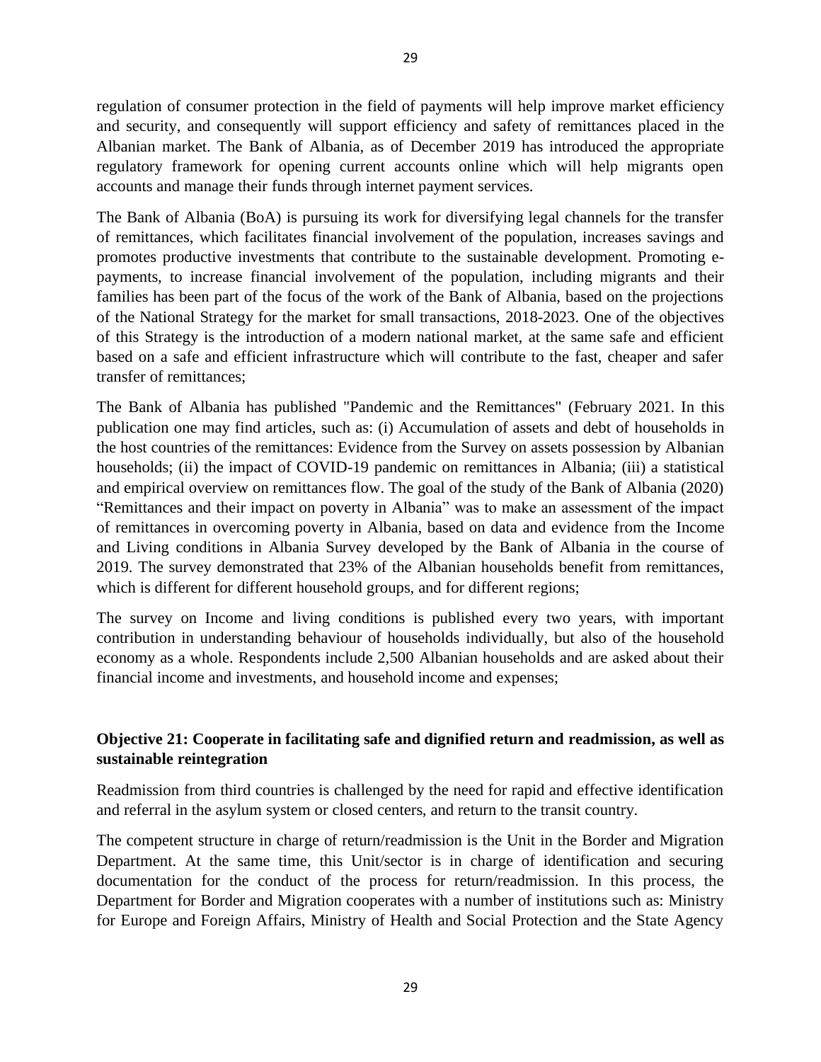regulation of consumer protection in the field of payments will help improve market efficiency and security, and consequently will support efficiency and safety of remittances placed in the Albanian market. The Bank of Albania, as of December 2019 has introduced the appropriate regulatory framework for opening current accounts online which will help migrants open accounts and manage their funds through internet payment services.

The Bank of Albania (BoA) is pursuing its work for diversifying legal channels for the transfer of remittances, which facilitates financial involvement of the population, increases savings and promotes productive investments that contribute to the sustainable development. Promoting e-payments, to increase financial involvement of the population, including migrants and their families has been part of the focus of the work of the Bank of Albania, based on the projections of the National Strategy for the market for small transactions, 2018-2023. One of the objectives of this Strategy is the introduction of a modern national market, at the same safe and efficient based on a safe and efficient infrastructure which will contribute to the fast, cheaper and safer transfer of remittances;

The Bank of Albania has published "Pandemic and the Remittances" (February 2021. In this publication one may find articles, such as: (i) Accumulation of assets and debt of households in the host countries of the remittances: Evidence from the Survey on assets possession by Albanian households; (ii) the impact of COVID-19 pandemic on remittances in Albania; (iii) a statistical and empirical overview on remittances flow. The goal of the study of the Bank of Albania (2020) "Remittances and their impact on poverty in Albania" was to make an assessment of the impact of remittances in overcoming poverty in Albania, based on data and evidence from the Income and Living conditions in Albania Survey developed by the Bank of Albania in the course of 2019. The survey demonstrated that 23% of the Albanian households benefit from remittances, which is different for different household groups, and for different regions;

The survey on Income and living conditions is published every two years, with important contribution in understanding behaviour of households individually, but also of the household economy as a whole. Respondents include 2,500 Albanian households and are asked about their financial income and investments, and household income and expenses;

### Objective 21: Cooperate in facilitating safe and dignified return and readmission, as well as sustainable reintegration

Readmission from third countries is challenged by the need for rapid and effective identification and referral in the asylum system or closed centers, and return to the transit country.

The competent structure in charge of return/readmission is the Unit in the Border and Migration Department. At the same time, this Unit/sector is in charge of identification and securing documentation for the conduct of the process for return/readmission. In this process, the Department for Border and Migration cooperates with a number of institutions such as: Ministry for Europe and Foreign Affairs, Ministry of Health and Social Protection and the State Agency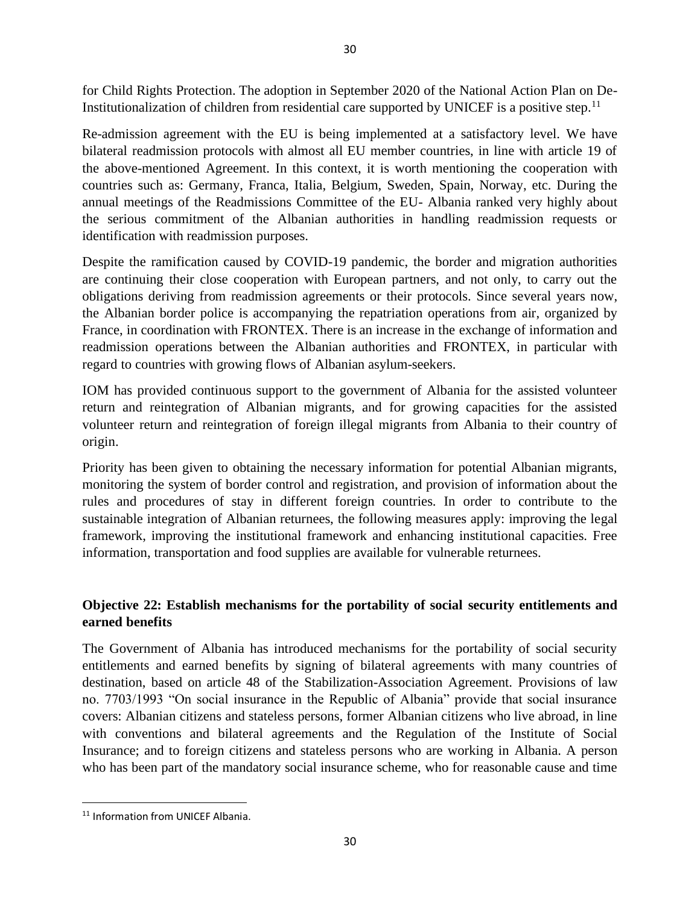for Child Rights Protection. The adoption in September 2020 of the National Action Plan on De-Institutionalization of children from residential care supported by UNICEF is a positive step.[11]

Re-admission agreement with the EU is being implemented at a satisfactory level. We have bilateral readmission protocols with almost all EU member countries, in line with article 19 of the above-mentioned Agreement. In this context, it is worth mentioning the cooperation with countries such as: Germany, Franca, Italia, Belgium, Sweden, Spain, Norway, etc. During the annual meetings of the Readmissions Committee of the EU- Albania ranked very highly about the serious commitment of the Albanian authorities in handling readmission requests or identification with readmission purposes.

Despite the ramification caused by COVID-19 pandemic, the border and migration authorities are continuing their close cooperation with European partners, and not only, to carry out the obligations deriving from readmission agreements or their protocols. Since several years now, the Albanian border police is accompanying the repatriation operations from air, organized by France, in coordination with FRONTEX. There is an increase in the exchange of information and readmission operations between the Albanian authorities and FRONTEX, in particular with regard to countries with growing flows of Albanian asylum-seekers.

IOM has provided continuous support to the government of Albania for the assisted volunteer return and reintegration of Albanian migrants, and for growing capacities for the assisted volunteer return and reintegration of foreign illegal migrants from Albania to their country of origin.

Priority has been given to obtaining the necessary information for potential Albanian migrants, monitoring the system of border control and registration, and provision of information about the rules and procedures of stay in different foreign countries. In order to contribute to the sustainable integration of Albanian returnees, the following measures apply: improving the legal framework, improving the institutional framework and enhancing institutional capacities. Free information, transportation and food supplies are available for vulnerable returnees.

### Objective 22: Establish mechanisms for the portability of social security entitlements and earned benefits

The Government of Albania has introduced mechanisms for the portability of social security entitlements and earned benefits by signing of bilateral agreements with many countries of destination, based on article 48 of the Stabilization-Association Agreement. Provisions of law no. 7703/1993 "On social insurance in the Republic of Albania" provide that social insurance covers: Albanian citizens and stateless persons, former Albanian citizens who live abroad, in line with conventions and bilateral agreements and the Regulation of the Institute of Social Insurance; and to foreign citizens and stateless persons who are working in Albania. A person who has been part of the mandatory social insurance scheme, who for reasonable cause and time

[11] Information from UNICEF Albania.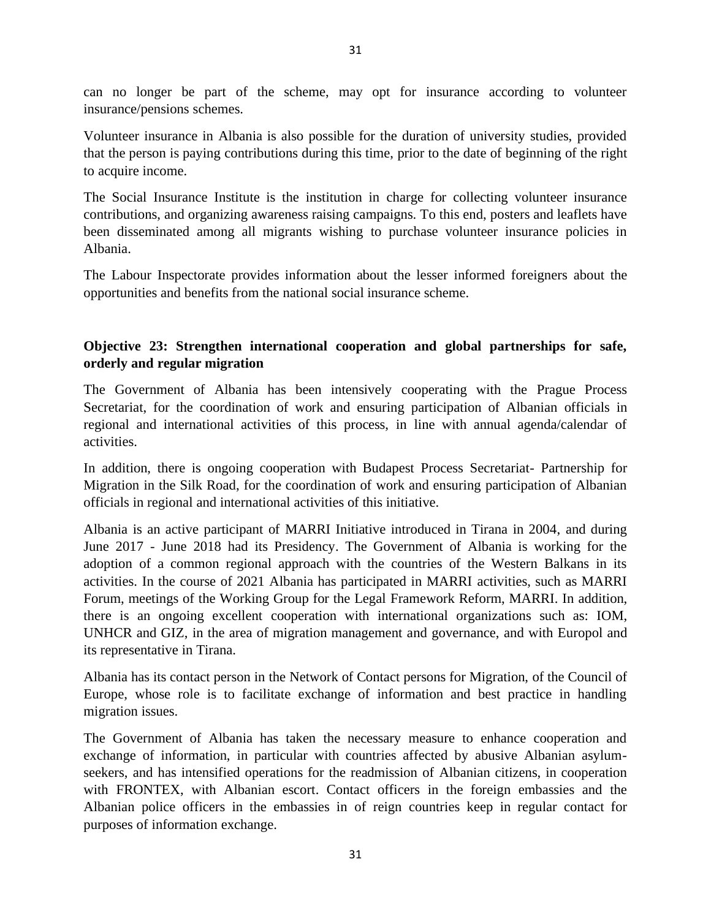can no longer be part of the scheme, may opt for insurance according to volunteer insurance/pensions schemes.

Volunteer insurance in Albania is also possible for the duration of university studies, provided that the person is paying contributions during this time, prior to the date of beginning of the right to acquire income.

The Social Insurance Institute is the institution in charge for collecting volunteer insurance contributions, and organizing awareness raising campaigns. To this end, posters and leaflets have been disseminated among all migrants wishing to purchase volunteer insurance policies in Albania.

The Labour Inspectorate provides information about the lesser informed foreigners about the opportunities and benefits from the national social insurance scheme.

**Objective 23: Strengthen international cooperation and global partnerships for safe, orderly and regular migration**

The Government of Albania has been intensively cooperating with the Prague Process Secretariat, for the coordination of work and ensuring participation of Albanian officials in regional and international activities of this process, in line with annual agenda/calendar of activities.

In addition, there is ongoing cooperation with Budapest Process Secretariat- Partnership for Migration in the Silk Road, for the coordination of work and ensuring participation of Albanian officials in regional and international activities of this initiative.

Albania is an active participant of MARRI Initiative introduced in Tirana in 2004, and during June 2017 - June 2018 had its Presidency. The Government of Albania is working for the adoption of a common regional approach with the countries of the Western Balkans in its activities. In the course of 2021 Albania has participated in MARRI activities, such as MARRI Forum, meetings of the Working Group for the Legal Framework Reform, MARRI. In addition, there is an ongoing excellent cooperation with international organizations such as: IOM, UNHCR and GIZ, in the area of migration management and governance, and with Europol and its representative in Tirana.

Albania has its contact person in the Network of Contact persons for Migration, of the Council of Europe, whose role is to facilitate exchange of information and best practice in handling migration issues.

The Government of Albania has taken the necessary measure to enhance cooperation and exchange of information, in particular with countries affected by abusive Albanian asylum-seekers, and has intensified operations for the readmission of Albanian citizens, in cooperation with FRONTEX, with Albanian escort. Contact officers in the foreign embassies and the Albanian police officers in the embassies in of reign countries keep in regular contact for purposes of information exchange.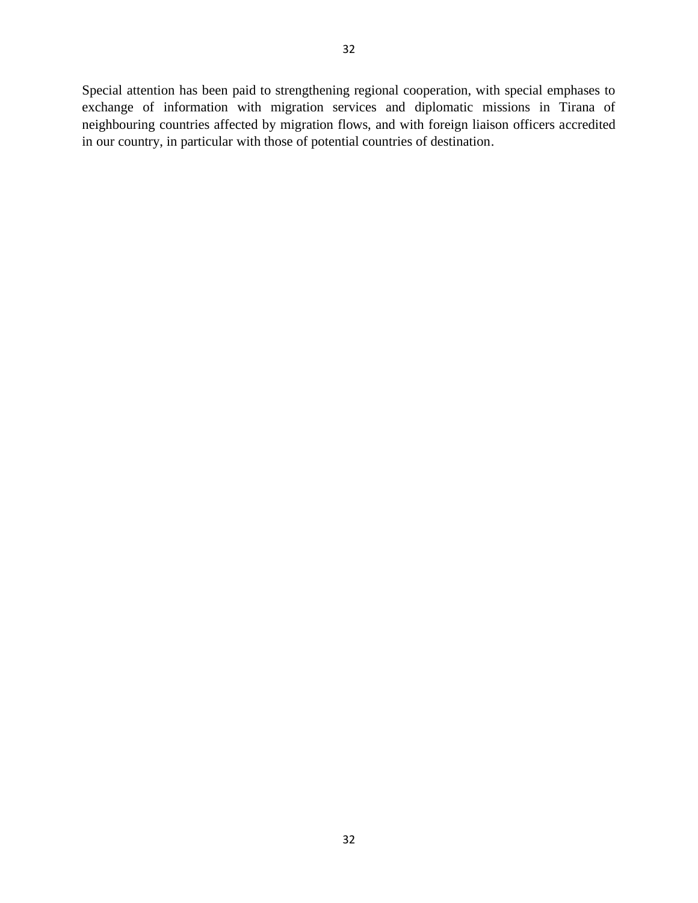Special attention has been paid to strengthening regional cooperation, with special emphases to exchange of information with migration services and diplomatic missions in Tirana of neighbouring countries affected by migration flows, and with foreign liaison officers accredited in our country, in particular with those of potential countries of destination.